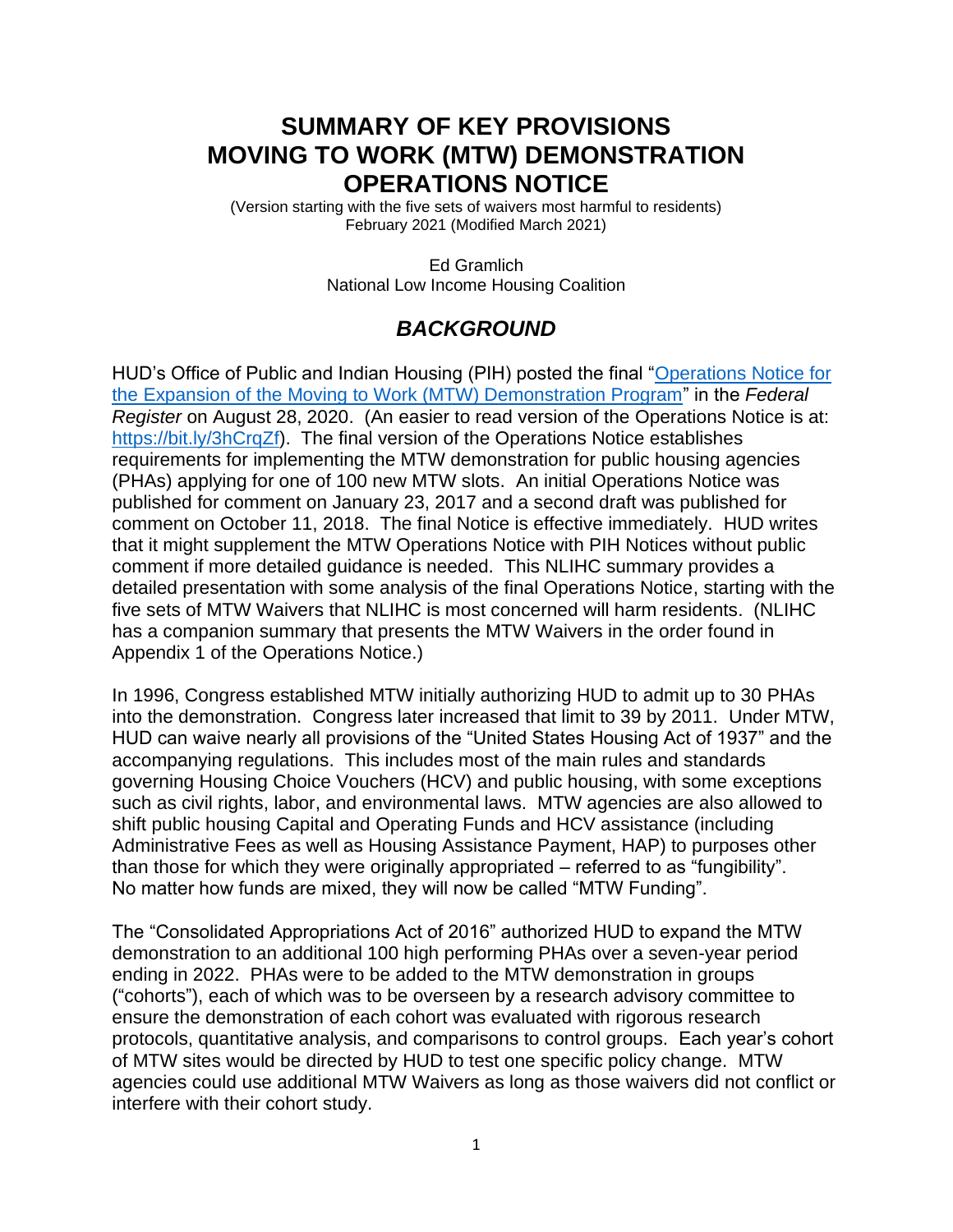# SUMMARY OF KEY PROVISIONS MOVING TO WORK (MTW) DEMONSTRATION OPERATIONS NOTICE

(Version starting with the five sets of waivers most harmful to residents)
February 2021 (Modified March 2021)

Ed Gramlich
National Low Income Housing Coalition

## *BACKGROUND*

HUD's Office of Public and Indian Housing (PIH) posted the final "[Operations Notice for the Expansion of the Moving to Work (MTW) Demonstration Program]()" in the *Federal Register* on August 28, 2020. (An easier to read version of the Operations Notice is at: [https://bit.ly/3hCrqZf](https://bit.ly/3hCrqZf)). The final version of the Operations Notice establishes requirements for implementing the MTW demonstration for public housing agencies (PHAs) applying for one of 100 new MTW slots. An initial Operations Notice was published for comment on January 23, 2017 and a second draft was published for comment on October 11, 2018. The final Notice is effective immediately. HUD writes that it might supplement the MTW Operations Notice with PIH Notices without public comment if more detailed guidance is needed. This NLIHC summary provides a detailed presentation with some analysis of the final Operations Notice, starting with the five sets of MTW Waivers that NLIHC is most concerned will harm residents. (NLIHC has a companion summary that presents the MTW Waivers in the order found in Appendix 1 of the Operations Notice.)

In 1996, Congress established MTW initially authorizing HUD to admit up to 30 PHAs into the demonstration. Congress later increased that limit to 39 by 2011. Under MTW, HUD can waive nearly all provisions of the "United States Housing Act of 1937" and the accompanying regulations. This includes most of the main rules and standards governing Housing Choice Vouchers (HCV) and public housing, with some exceptions such as civil rights, labor, and environmental laws. MTW agencies are also allowed to shift public housing Capital and Operating Funds and HCV assistance (including Administrative Fees as well as Housing Assistance Payment, HAP) to purposes other than those for which they were originally appropriated – referred to as "fungibility". No matter how funds are mixed, they will now be called "MTW Funding".

The "Consolidated Appropriations Act of 2016" authorized HUD to expand the MTW demonstration to an additional 100 high performing PHAs over a seven-year period ending in 2022. PHAs were to be added to the MTW demonstration in groups ("cohorts"), each of which was to be overseen by a research advisory committee to ensure the demonstration of each cohort was evaluated with rigorous research protocols, quantitative analysis, and comparisons to control groups. Each year's cohort of MTW sites would be directed by HUD to test one specific policy change. MTW agencies could use additional MTW Waivers as long as those waivers did not conflict or interfere with their cohort study.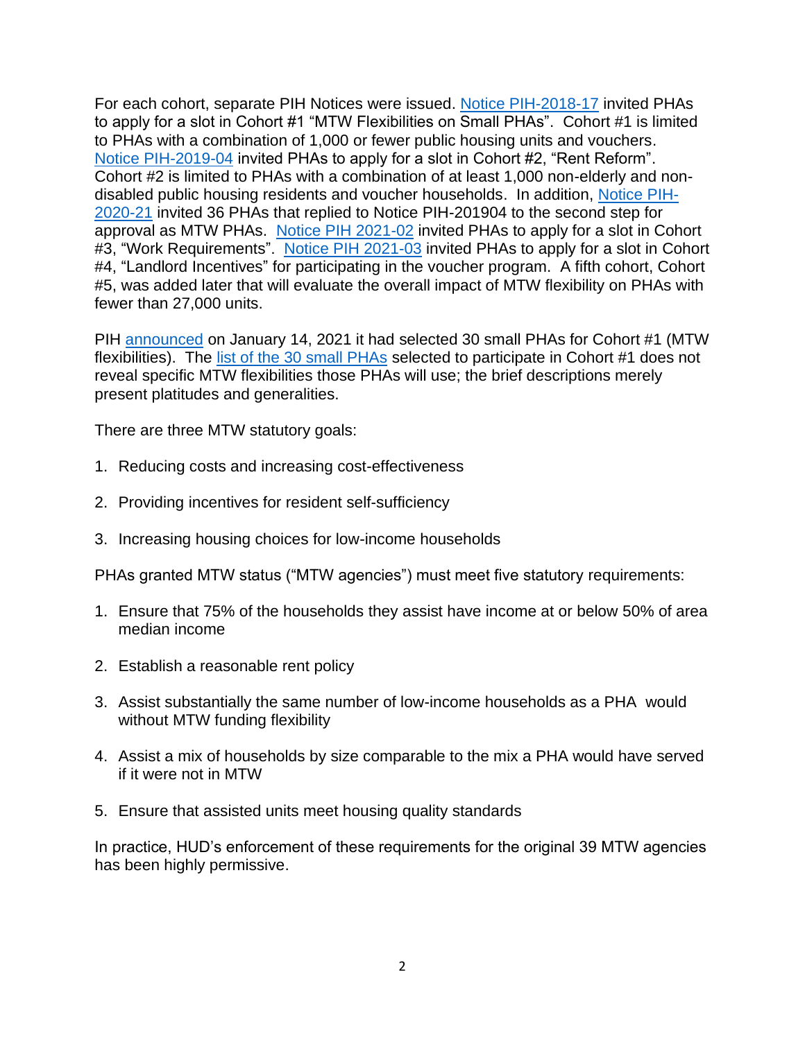For each cohort, separate PIH Notices were issued. [Notice PIH-2018-17](#) invited PHAs to apply for a slot in Cohort #1 "MTW Flexibilities on Small PHAs". Cohort #1 is limited to PHAs with a combination of 1,000 or fewer public housing units and vouchers. [Notice PIH-2019-04](#) invited PHAs to apply for a slot in Cohort #2, "Rent Reform". Cohort #2 is limited to PHAs with a combination of at least 1,000 non-elderly and non-disabled public housing residents and voucher households. In addition, [Notice PIH-2020-21](#) invited 36 PHAs that replied to Notice PIH-201904 to the second step for approval as MTW PHAs. [Notice PIH 2021-02](#) invited PHAs to apply for a slot in Cohort #3, "Work Requirements". [Notice PIH 2021-03](#) invited PHAs to apply for a slot in Cohort #4, "Landlord Incentives" for participating in the voucher program. A fifth cohort, Cohort #5, was added later that will evaluate the overall impact of MTW flexibility on PHAs with fewer than 27,000 units.

PIH [announced](#) on January 14, 2021 it had selected 30 small PHAs for Cohort #1 (MTW flexibilities). The [list of the 30 small PHAs](#) selected to participate in Cohort #1 does not reveal specific MTW flexibilities those PHAs will use; the brief descriptions merely present platitudes and generalities.

There are three MTW statutory goals:

1. Reducing costs and increasing cost-effectiveness
2. Providing incentives for resident self-sufficiency
3. Increasing housing choices for low-income households

PHAs granted MTW status ("MTW agencies") must meet five statutory requirements:

1. Ensure that 75% of the households they assist have income at or below 50% of area median income
2. Establish a reasonable rent policy
3. Assist substantially the same number of low-income households as a PHA would without MTW funding flexibility
4. Assist a mix of households by size comparable to the mix a PHA would have served if it were not in MTW
5. Ensure that assisted units meet housing quality standards

In practice, HUD's enforcement of these requirements for the original 39 MTW agencies has been highly permissive.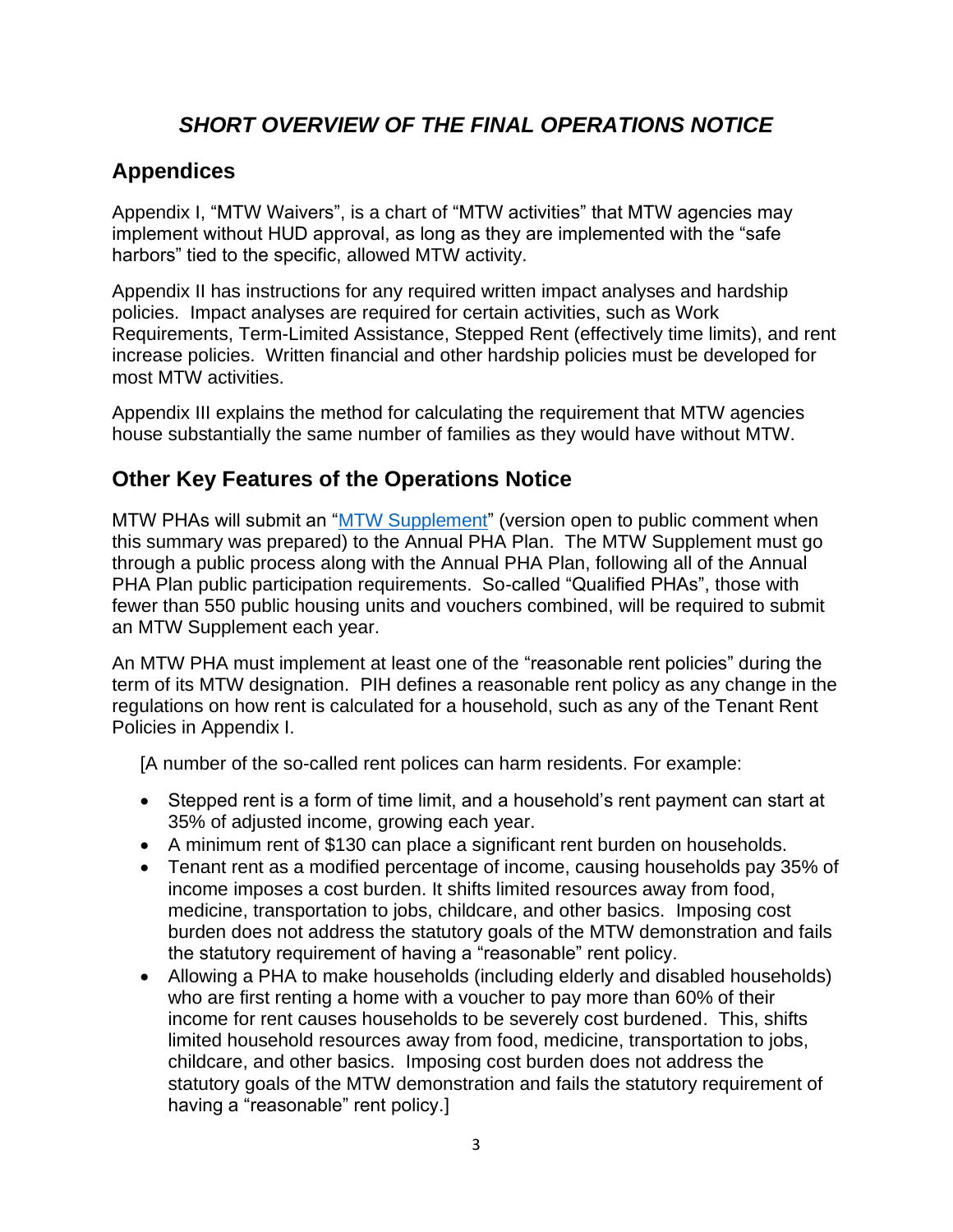# *SHORT OVERVIEW OF THE FINAL OPERATIONS NOTICE*

## Appendices

Appendix I, "MTW Waivers", is a chart of "MTW activities" that MTW agencies may implement without HUD approval, as long as they are implemented with the "safe harbors" tied to the specific, allowed MTW activity.

Appendix II has instructions for any required written impact analyses and hardship policies. Impact analyses are required for certain activities, such as Work Requirements, Term-Limited Assistance, Stepped Rent (effectively time limits), and rent increase policies. Written financial and other hardship policies must be developed for most MTW activities.

Appendix III explains the method for calculating the requirement that MTW agencies house substantially the same number of families as they would have without MTW.

## Other Key Features of the Operations Notice

MTW PHAs will submit an "MTW Supplement" (version open to public comment when this summary was prepared) to the Annual PHA Plan. The MTW Supplement must go through a public process along with the Annual PHA Plan, following all of the Annual PHA Plan public participation requirements. So-called "Qualified PHAs", those with fewer than 550 public housing units and vouchers combined, will be required to submit an MTW Supplement each year.

An MTW PHA must implement at least one of the "reasonable rent policies" during the term of its MTW designation. PIH defines a reasonable rent policy as any change in the regulations on how rent is calculated for a household, such as any of the Tenant Rent Policies in Appendix I.

[A number of the so-called rent polices can harm residents. For example:

- Stepped rent is a form of time limit, and a household's rent payment can start at 35% of adjusted income, growing each year.
- A minimum rent of $130 can place a significant rent burden on households.
- Tenant rent as a modified percentage of income, causing households pay 35% of income imposes a cost burden. It shifts limited resources away from food, medicine, transportation to jobs, childcare, and other basics. Imposing cost burden does not address the statutory goals of the MTW demonstration and fails the statutory requirement of having a "reasonable" rent policy.
- Allowing a PHA to make households (including elderly and disabled households) who are first renting a home with a voucher to pay more than 60% of their income for rent causes households to be severely cost burdened. This, shifts limited household resources away from food, medicine, transportation to jobs, childcare, and other basics. Imposing cost burden does not address the statutory goals of the MTW demonstration and fails the statutory requirement of having a "reasonable" rent policy.]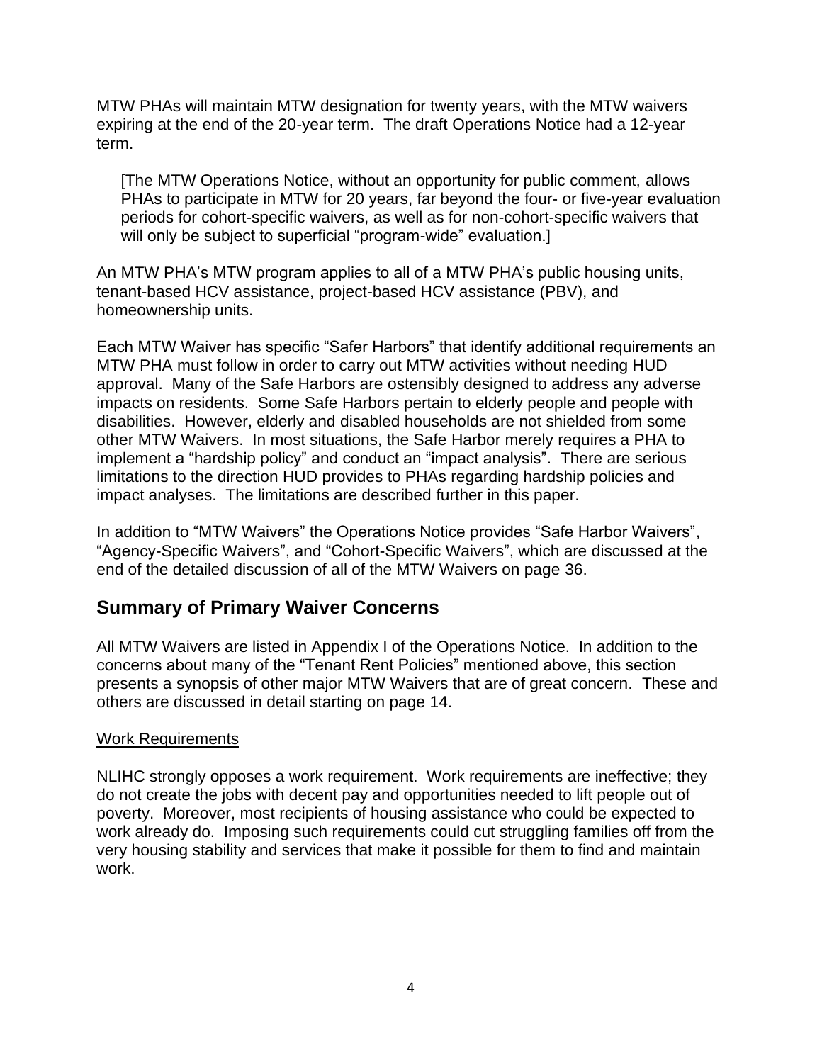MTW PHAs will maintain MTW designation for twenty years, with the MTW waivers expiring at the end of the 20-year term. The draft Operations Notice had a 12-year term.

> [The MTW Operations Notice, without an opportunity for public comment, allows PHAs to participate in MTW for 20 years, far beyond the four- or five-year evaluation periods for cohort-specific waivers, as well as for non-cohort-specific waivers that will only be subject to superficial "program-wide" evaluation.]

An MTW PHA's MTW program applies to all of a MTW PHA's public housing units, tenant-based HCV assistance, project-based HCV assistance (PBV), and homeownership units.

Each MTW Waiver has specific "Safer Harbors" that identify additional requirements an MTW PHA must follow in order to carry out MTW activities without needing HUD approval. Many of the Safe Harbors are ostensibly designed to address any adverse impacts on residents. Some Safe Harbors pertain to elderly people and people with disabilities. However, elderly and disabled households are not shielded from some other MTW Waivers. In most situations, the Safe Harbor merely requires a PHA to implement a "hardship policy" and conduct an "impact analysis". There are serious limitations to the direction HUD provides to PHAs regarding hardship policies and impact analyses. The limitations are described further in this paper.

In addition to "MTW Waivers" the Operations Notice provides "Safe Harbor Waivers", "Agency-Specific Waivers", and "Cohort-Specific Waivers", which are discussed at the end of the detailed discussion of all of the MTW Waivers on page 36.

## Summary of Primary Waiver Concerns

All MTW Waivers are listed in Appendix I of the Operations Notice. In addition to the concerns about many of the "Tenant Rent Policies" mentioned above, this section presents a synopsis of other major MTW Waivers that are of great concern. These and others are discussed in detail starting on page 14.

<u>Work Requirements</u>

NLIHC strongly opposes a work requirement. Work requirements are ineffective; they do not create the jobs with decent pay and opportunities needed to lift people out of poverty. Moreover, most recipients of housing assistance who could be expected to work already do. Imposing such requirements could cut struggling families off from the very housing stability and services that make it possible for them to find and maintain work.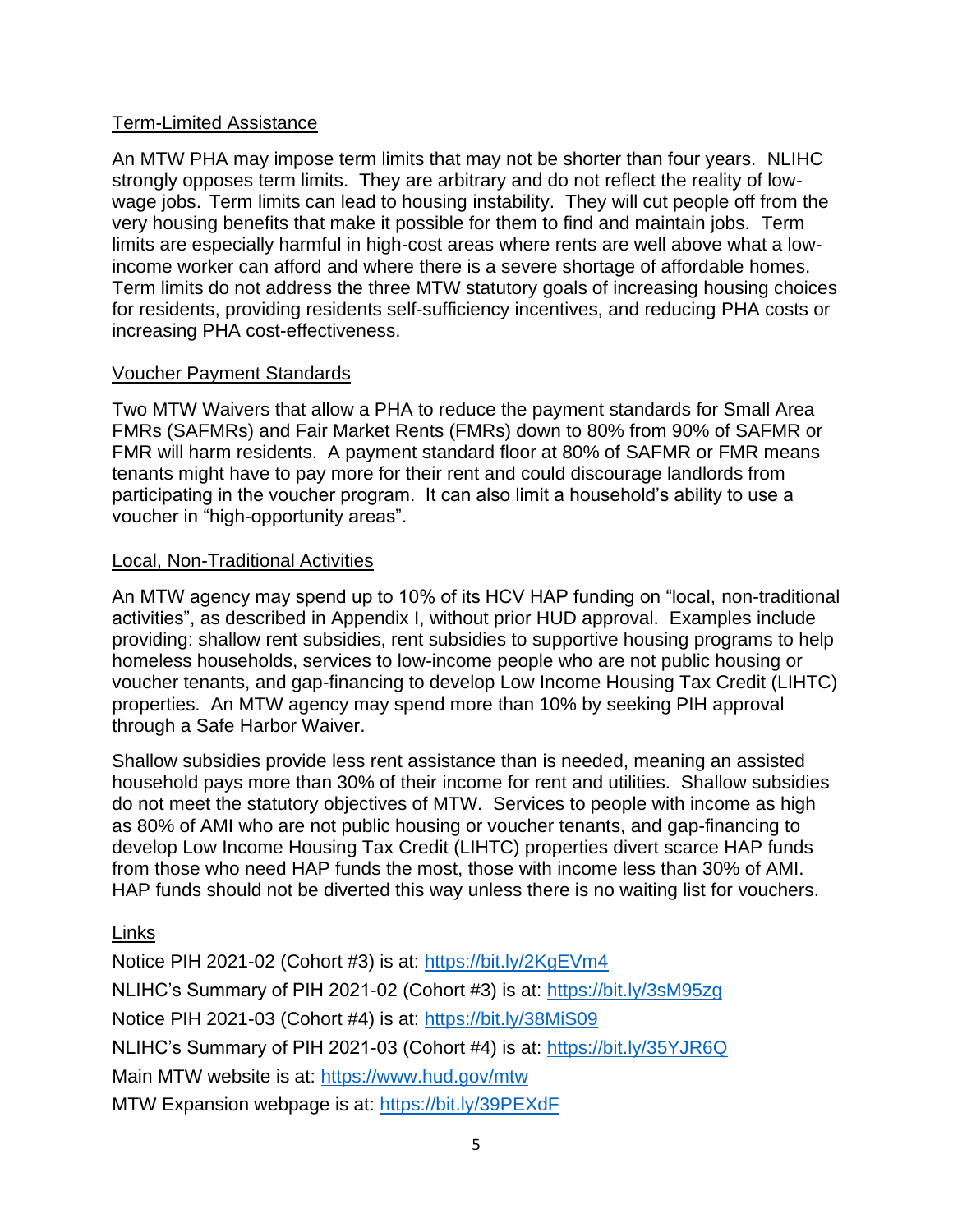## Term-Limited Assistance

An MTW PHA may impose term limits that may not be shorter than four years. NLIHC strongly opposes term limits. They are arbitrary and do not reflect the reality of low-wage jobs. Term limits can lead to housing instability. They will cut people off from the very housing benefits that make it possible for them to find and maintain jobs. Term limits are especially harmful in high-cost areas where rents are well above what a low-income worker can afford and where there is a severe shortage of affordable homes. Term limits do not address the three MTW statutory goals of increasing housing choices for residents, providing residents self-sufficiency incentives, and reducing PHA costs or increasing PHA cost-effectiveness.

## Voucher Payment Standards

Two MTW Waivers that allow a PHA to reduce the payment standards for Small Area FMRs (SAFMRs) and Fair Market Rents (FMRs) down to 80% from 90% of SAFMR or FMR will harm residents. A payment standard floor at 80% of SAFMR or FMR means tenants might have to pay more for their rent and could discourage landlords from participating in the voucher program. It can also limit a household's ability to use a voucher in "high-opportunity areas".

## Local, Non-Traditional Activities

An MTW agency may spend up to 10% of its HCV HAP funding on "local, non-traditional activities", as described in Appendix I, without prior HUD approval. Examples include providing: shallow rent subsidies, rent subsidies to supportive housing programs to help homeless households, services to low-income people who are not public housing or voucher tenants, and gap-financing to develop Low Income Housing Tax Credit (LIHTC) properties. An MTW agency may spend more than 10% by seeking PIH approval through a Safe Harbor Waiver.

Shallow subsidies provide less rent assistance than is needed, meaning an assisted household pays more than 30% of their income for rent and utilities. Shallow subsidies do not meet the statutory objectives of MTW. Services to people with income as high as 80% of AMI who are not public housing or voucher tenants, and gap-financing to develop Low Income Housing Tax Credit (LIHTC) properties divert scarce HAP funds from those who need HAP funds the most, those with income less than 30% of AMI. HAP funds should not be diverted this way unless there is no waiting list for vouchers.

## Links

Notice PIH 2021-02 (Cohort #3) is at: [https://bit.ly/2KgEVm4](https://bit.ly/2KgEVm4)

NLIHC's Summary of PIH 2021-02 (Cohort #3) is at: [https://bit.ly/3sM95zg](https://bit.ly/3sM95zg)

Notice PIH 2021-03 (Cohort #4) is at: [https://bit.ly/38MiS09](https://bit.ly/38MiS09)

NLIHC's Summary of PIH 2021-03 (Cohort #4) is at: [https://bit.ly/35YJR6Q](https://bit.ly/35YJR6Q)

Main MTW website is at: [https://www.hud.gov/mtw](https://www.hud.gov/mtw)

MTW Expansion webpage is at: [https://bit.ly/39PEXdF](https://bit.ly/39PEXdF)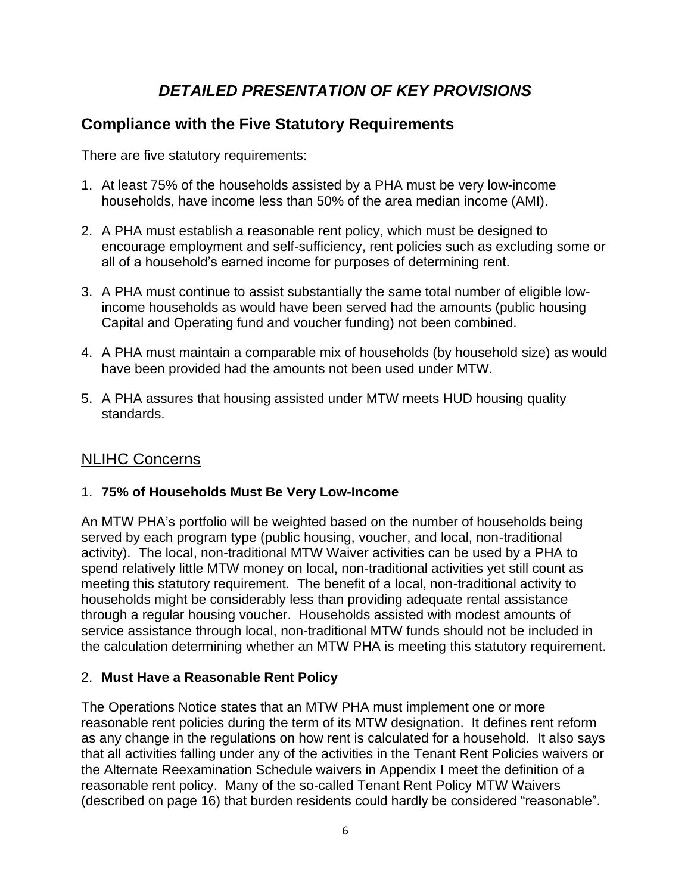# *DETAILED PRESENTATION OF KEY PROVISIONS*

## Compliance with the Five Statutory Requirements

There are five statutory requirements:

1. At least 75% of the households assisted by a PHA must be very low-income households, have income less than 50% of the area median income (AMI).

2. A PHA must establish a reasonable rent policy, which must be designed to encourage employment and self-sufficiency, rent policies such as excluding some or all of a household's earned income for purposes of determining rent.

3. A PHA must continue to assist substantially the same total number of eligible low-income households as would have been served had the amounts (public housing Capital and Operating fund and voucher funding) not been combined.

4. A PHA must maintain a comparable mix of households (by household size) as would have been provided had the amounts not been used under MTW.

5. A PHA assures that housing assisted under MTW meets HUD housing quality standards.

## NLIHC Concerns

### 1. **75% of Households Must Be Very Low-Income**

An MTW PHA's portfolio will be weighted based on the number of households being served by each program type (public housing, voucher, and local, non-traditional activity). The local, non-traditional MTW Waiver activities can be used by a PHA to spend relatively little MTW money on local, non-traditional activities yet still count as meeting this statutory requirement. The benefit of a local, non-traditional activity to households might be considerably less than providing adequate rental assistance through a regular housing voucher. Households assisted with modest amounts of service assistance through local, non-traditional MTW funds should not be included in the calculation determining whether an MTW PHA is meeting this statutory requirement.

### 2. **Must Have a Reasonable Rent Policy**

The Operations Notice states that an MTW PHA must implement one or more reasonable rent policies during the term of its MTW designation. It defines rent reform as any change in the regulations on how rent is calculated for a household. It also says that all activities falling under any of the activities in the Tenant Rent Policies waivers or the Alternate Reexamination Schedule waivers in Appendix I meet the definition of a reasonable rent policy. Many of the so-called Tenant Rent Policy MTW Waivers (described on page 16) that burden residents could hardly be considered "reasonable".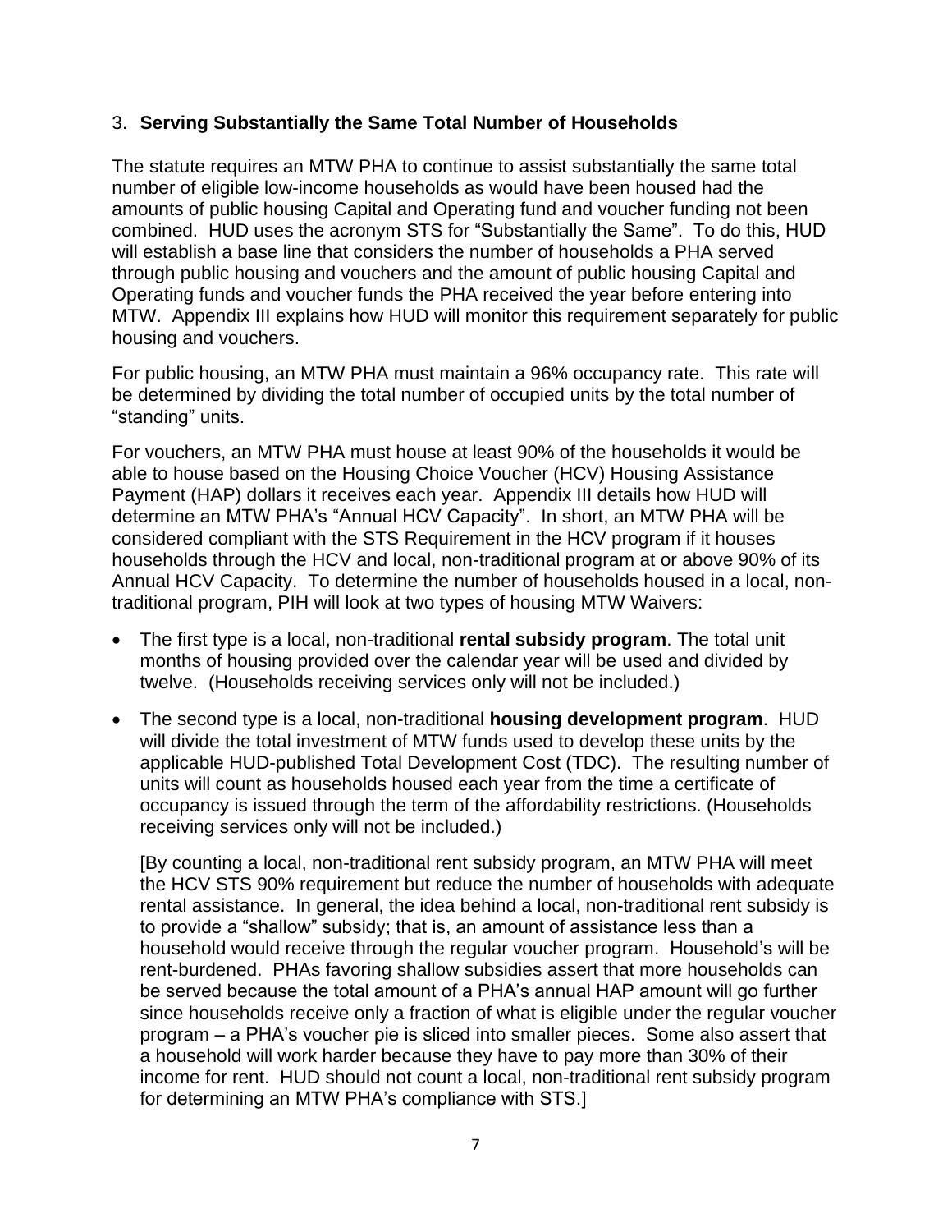### 3. **Serving Substantially the Same Total Number of Households**

The statute requires an MTW PHA to continue to assist substantially the same total number of eligible low-income households as would have been housed had the amounts of public housing Capital and Operating fund and voucher funding not been combined. HUD uses the acronym STS for "Substantially the Same". To do this, HUD will establish a base line that considers the number of households a PHA served through public housing and vouchers and the amount of public housing Capital and Operating funds and voucher funds the PHA received the year before entering into MTW. Appendix III explains how HUD will monitor this requirement separately for public housing and vouchers.

For public housing, an MTW PHA must maintain a 96% occupancy rate. This rate will be determined by dividing the total number of occupied units by the total number of "standing" units.

For vouchers, an MTW PHA must house at least 90% of the households it would be able to house based on the Housing Choice Voucher (HCV) Housing Assistance Payment (HAP) dollars it receives each year. Appendix III details how HUD will determine an MTW PHA's "Annual HCV Capacity". In short, an MTW PHA will be considered compliant with the STS Requirement in the HCV program if it houses households through the HCV and local, non-traditional program at or above 90% of its Annual HCV Capacity. To determine the number of households housed in a local, non-traditional program, PIH will look at two types of housing MTW Waivers:

- The first type is a local, non-traditional **rental subsidy program**. The total unit months of housing provided over the calendar year will be used and divided by twelve. (Households receiving services only will not be included.)
- The second type is a local, non-traditional **housing development program**. HUD will divide the total investment of MTW funds used to develop these units by the applicable HUD-published Total Development Cost (TDC). The resulting number of units will count as households housed each year from the time a certificate of occupancy is issued through the term of the affordability restrictions. (Households receiving services only will not be included.)

  [By counting a local, non-traditional rent subsidy program, an MTW PHA will meet the HCV STS 90% requirement but reduce the number of households with adequate rental assistance. In general, the idea behind a local, non-traditional rent subsidy is to provide a "shallow" subsidy; that is, an amount of assistance less than a household would receive through the regular voucher program. Household's will be rent-burdened. PHAs favoring shallow subsidies assert that more households can be served because the total amount of a PHA's annual HAP amount will go further since households receive only a fraction of what is eligible under the regular voucher program – a PHA's voucher pie is sliced into smaller pieces. Some also assert that a household will work harder because they have to pay more than 30% of their income for rent. HUD should not count a local, non-traditional rent subsidy program for determining an MTW PHA's compliance with STS.]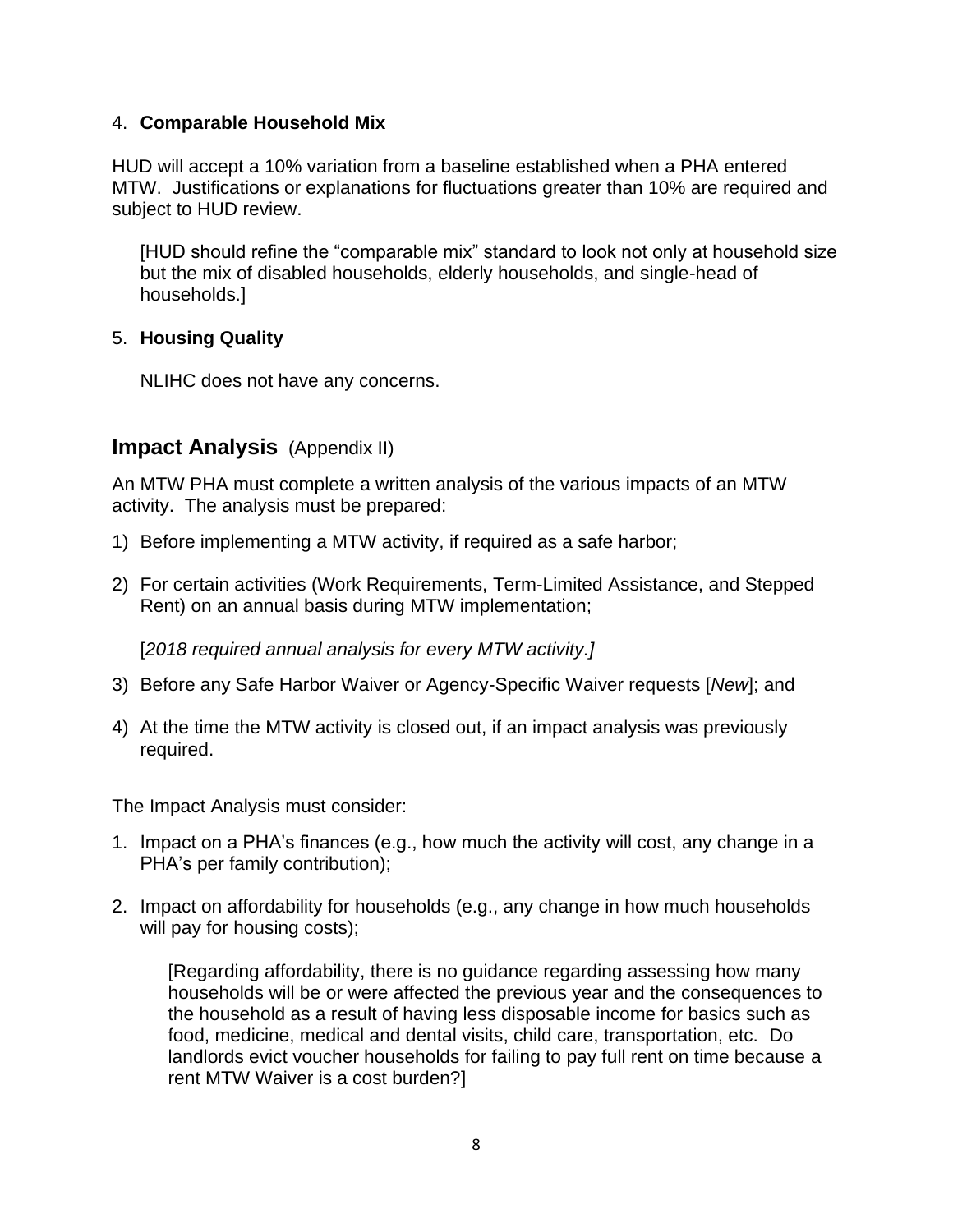4. **Comparable Household Mix**

HUD will accept a 10% variation from a baseline established when a PHA entered MTW. Justifications or explanations for fluctuations greater than 10% are required and subject to HUD review.

[HUD should refine the "comparable mix" standard to look not only at household size but the mix of disabled households, elderly households, and single-head of households.]

5. **Housing Quality**

NLIHC does not have any concerns.

## **Impact Analysis** (Appendix II)

An MTW PHA must complete a written analysis of the various impacts of an MTW activity. The analysis must be prepared:

1) Before implementing a MTW activity, if required as a safe harbor;

2) For certain activities (Work Requirements, Term-Limited Assistance, and Stepped Rent) on an annual basis during MTW implementation;

   [*2018 required annual analysis for every MTW activity.]*

3) Before any Safe Harbor Waiver or Agency-Specific Waiver requests [*New*]; and

4) At the time the MTW activity is closed out, if an impact analysis was previously required.

The Impact Analysis must consider:

1. Impact on a PHA's finances (e.g., how much the activity will cost, any change in a PHA's per family contribution);

2. Impact on affordability for households (e.g., any change in how much households will pay for housing costs);

   [Regarding affordability, there is no guidance regarding assessing how many households will be or were affected the previous year and the consequences to the household as a result of having less disposable income for basics such as food, medicine, medical and dental visits, child care, transportation, etc. Do landlords evict voucher households for failing to pay full rent on time because a rent MTW Waiver is a cost burden?]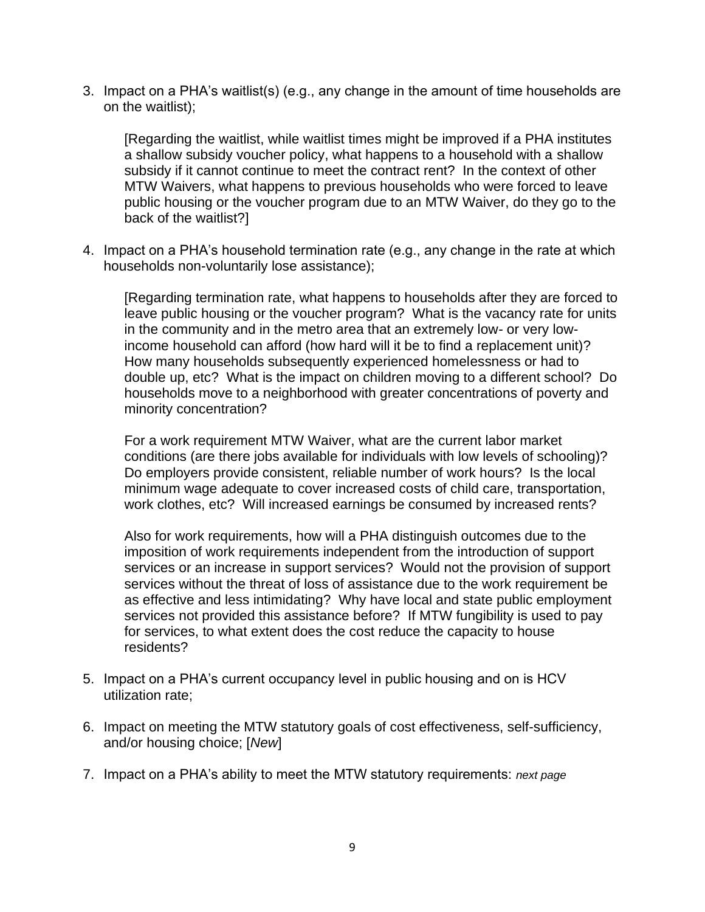3. Impact on a PHA's waitlist(s) (e.g., any change in the amount of time households are on the waitlist);

   [Regarding the waitlist, while waitlist times might be improved if a PHA institutes a shallow subsidy voucher policy, what happens to a household with a shallow subsidy if it cannot continue to meet the contract rent? In the context of other MTW Waivers, what happens to previous households who were forced to leave public housing or the voucher program due to an MTW Waiver, do they go to the back of the waitlist?]

4. Impact on a PHA's household termination rate (e.g., any change in the rate at which households non-voluntarily lose assistance);

   [Regarding termination rate, what happens to households after they are forced to leave public housing or the voucher program? What is the vacancy rate for units in the community and in the metro area that an extremely low- or very low-income household can afford (how hard will it be to find a replacement unit)? How many households subsequently experienced homelessness or had to double up, etc? What is the impact on children moving to a different school? Do households move to a neighborhood with greater concentrations of poverty and minority concentration?

   For a work requirement MTW Waiver, what are the current labor market conditions (are there jobs available for individuals with low levels of schooling)? Do employers provide consistent, reliable number of work hours? Is the local minimum wage adequate to cover increased costs of child care, transportation, work clothes, etc? Will increased earnings be consumed by increased rents?

   Also for work requirements, how will a PHA distinguish outcomes due to the imposition of work requirements independent from the introduction of support services or an increase in support services? Would not the provision of support services without the threat of loss of assistance due to the work requirement be as effective and less intimidating? Why have local and state public employment services not provided this assistance before? If MTW fungibility is used to pay for services, to what extent does the cost reduce the capacity to house residents?

5. Impact on a PHA's current occupancy level in public housing and on is HCV utilization rate;

6. Impact on meeting the MTW statutory goals of cost effectiveness, self-sufficiency, and/or housing choice; [*New*]

7. Impact on a PHA's ability to meet the MTW statutory requirements: *next page*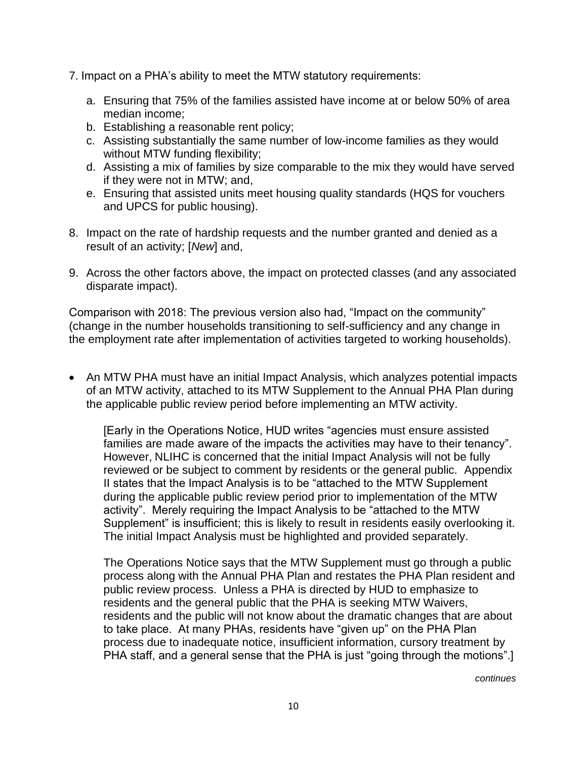7. Impact on a PHA's ability to meet the MTW statutory requirements:

   a. Ensuring that 75% of the families assisted have income at or below 50% of area median income;
   b. Establishing a reasonable rent policy;
   c. Assisting substantially the same number of low-income families as they would without MTW funding flexibility;
   d. Assisting a mix of families by size comparable to the mix they would have served if they were not in MTW; and,
   e. Ensuring that assisted units meet housing quality standards (HQS for vouchers and UPCS for public housing).

8. Impact on the rate of hardship requests and the number granted and denied as a result of an activity; [*New*] and,

9. Across the other factors above, the impact on protected classes (and any associated disparate impact).

Comparison with 2018: The previous version also had, "Impact on the community" (change in the number households transitioning to self-sufficiency and any change in the employment rate after implementation of activities targeted to working households).

- An MTW PHA must have an initial Impact Analysis, which analyzes potential impacts of an MTW activity, attached to its MTW Supplement to the Annual PHA Plan during the applicable public review period before implementing an MTW activity.

  [Early in the Operations Notice, HUD writes "agencies must ensure assisted families are made aware of the impacts the activities may have to their tenancy". However, NLIHC is concerned that the initial Impact Analysis will not be fully reviewed or be subject to comment by residents or the general public. Appendix II states that the Impact Analysis is to be "attached to the MTW Supplement during the applicable public review period prior to implementation of the MTW activity". Merely requiring the Impact Analysis to be "attached to the MTW Supplement" is insufficient; this is likely to result in residents easily overlooking it. The initial Impact Analysis must be highlighted and provided separately.

  The Operations Notice says that the MTW Supplement must go through a public process along with the Annual PHA Plan and restates the PHA Plan resident and public review process. Unless a PHA is directed by HUD to emphasize to residents and the general public that the PHA is seeking MTW Waivers, residents and the public will not know about the dramatic changes that are about to take place. At many PHAs, residents have "given up" on the PHA Plan process due to inadequate notice, insufficient information, cursory treatment by PHA staff, and a general sense that the PHA is just "going through the motions".]

*continues*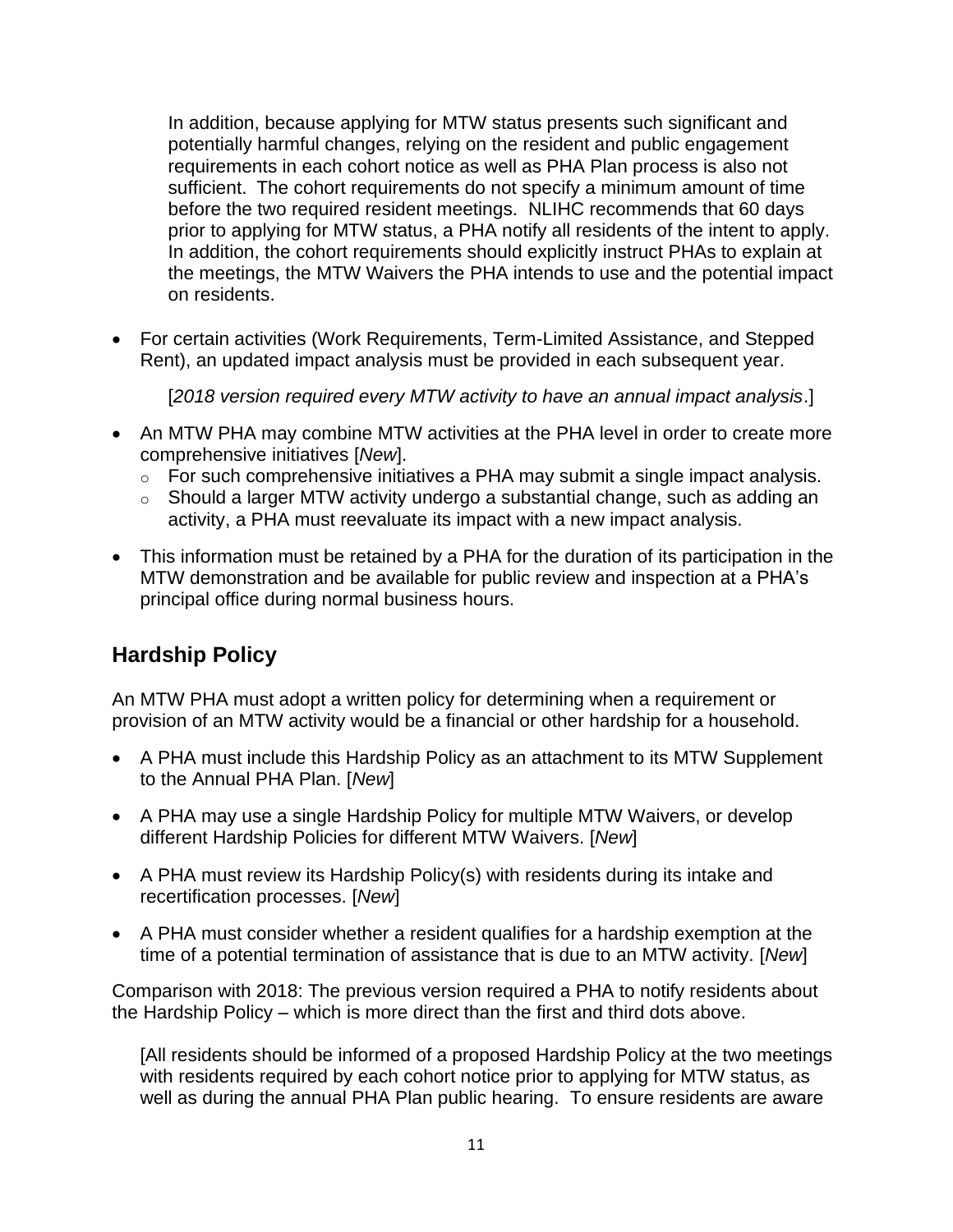In addition, because applying for MTW status presents such significant and potentially harmful changes, relying on the resident and public engagement requirements in each cohort notice as well as PHA Plan process is also not sufficient. The cohort requirements do not specify a minimum amount of time before the two required resident meetings. NLIHC recommends that 60 days prior to applying for MTW status, a PHA notify all residents of the intent to apply. In addition, the cohort requirements should explicitly instruct PHAs to explain at the meetings, the MTW Waivers the PHA intends to use and the potential impact on residents.

- For certain activities (Work Requirements, Term-Limited Assistance, and Stepped Rent), an updated impact analysis must be provided in each subsequent year.

  [*2018 version required every MTW activity to have an annual impact analysis*.]

- An MTW PHA may combine MTW activities at the PHA level in order to create more comprehensive initiatives [*New*].
  - For such comprehensive initiatives a PHA may submit a single impact analysis.
  - Should a larger MTW activity undergo a substantial change, such as adding an activity, a PHA must reevaluate its impact with a new impact analysis.

- This information must be retained by a PHA for the duration of its participation in the MTW demonstration and be available for public review and inspection at a PHA's principal office during normal business hours.

## Hardship Policy

An MTW PHA must adopt a written policy for determining when a requirement or provision of an MTW activity would be a financial or other hardship for a household.

- A PHA must include this Hardship Policy as an attachment to its MTW Supplement to the Annual PHA Plan. [*New*]
- A PHA may use a single Hardship Policy for multiple MTW Waivers, or develop different Hardship Policies for different MTW Waivers. [*New*]
- A PHA must review its Hardship Policy(s) with residents during its intake and recertification processes. [*New*]
- A PHA must consider whether a resident qualifies for a hardship exemption at the time of a potential termination of assistance that is due to an MTW activity. [*New*]

Comparison with 2018: The previous version required a PHA to notify residents about the Hardship Policy – which is more direct than the first and third dots above.

[All residents should be informed of a proposed Hardship Policy at the two meetings with residents required by each cohort notice prior to applying for MTW status, as well as during the annual PHA Plan public hearing. To ensure residents are aware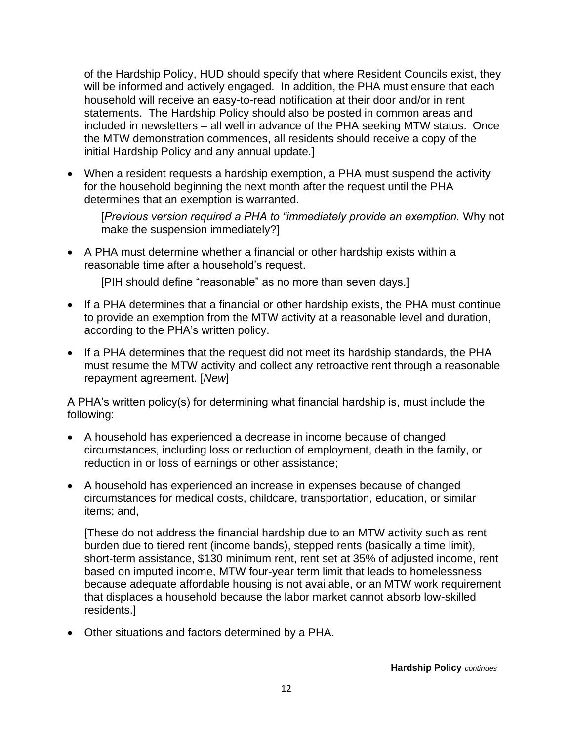of the Hardship Policy, HUD should specify that where Resident Councils exist, they will be informed and actively engaged. In addition, the PHA must ensure that each household will receive an easy-to-read notification at their door and/or in rent statements. The Hardship Policy should also be posted in common areas and included in newsletters – all well in advance of the PHA seeking MTW status. Once the MTW demonstration commences, all residents should receive a copy of the initial Hardship Policy and any annual update.]

- When a resident requests a hardship exemption, a PHA must suspend the activity for the household beginning the next month after the request until the PHA determines that an exemption is warranted.

  [*Previous version required a PHA to "immediately provide an exemption.* Why not make the suspension immediately?]

- A PHA must determine whether a financial or other hardship exists within a reasonable time after a household's request.

  [PIH should define "reasonable" as no more than seven days.]

- If a PHA determines that a financial or other hardship exists, the PHA must continue to provide an exemption from the MTW activity at a reasonable level and duration, according to the PHA's written policy.

- If a PHA determines that the request did not meet its hardship standards, the PHA must resume the MTW activity and collect any retroactive rent through a reasonable repayment agreement. [*New*]

A PHA's written policy(s) for determining what financial hardship is, must include the following:

- A household has experienced a decrease in income because of changed circumstances, including loss or reduction of employment, death in the family, or reduction in or loss of earnings or other assistance;

- A household has experienced an increase in expenses because of changed circumstances for medical costs, childcare, transportation, education, or similar items; and,

  [These do not address the financial hardship due to an MTW activity such as rent burden due to tiered rent (income bands), stepped rents (basically a time limit), short-term assistance, $130 minimum rent, rent set at 35% of adjusted income, rent based on imputed income, MTW four-year term limit that leads to homelessness because adequate affordable housing is not available, or an MTW work requirement that displaces a household because the labor market cannot absorb low-skilled residents.]

- Other situations and factors determined by a PHA.

**Hardship Policy** *continues*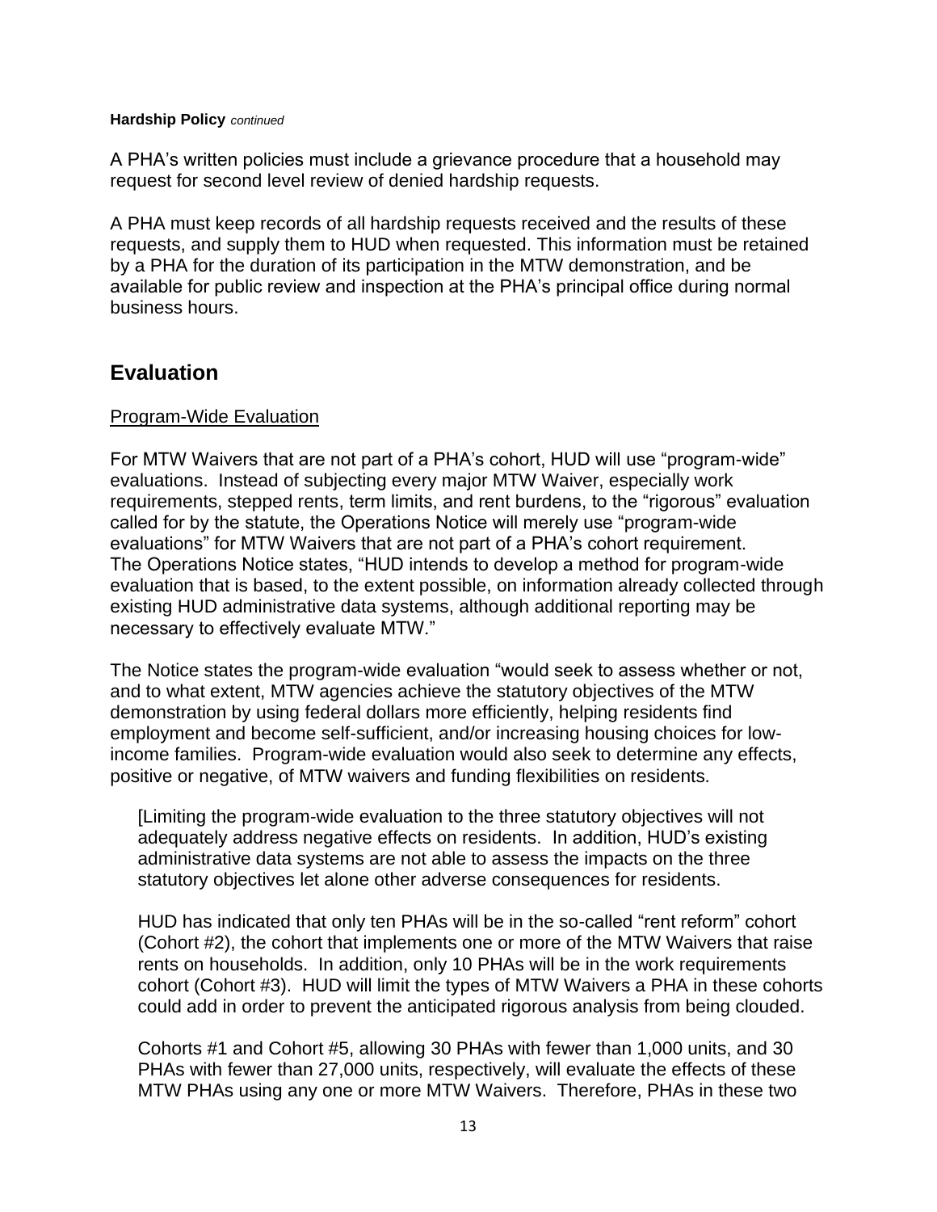**Hardship Policy** *continued*

A PHA's written policies must include a grievance procedure that a household may request for second level review of denied hardship requests.

A PHA must keep records of all hardship requests received and the results of these requests, and supply them to HUD when requested. This information must be retained by a PHA for the duration of its participation in the MTW demonstration, and be available for public review and inspection at the PHA's principal office during normal business hours.

## Evaluation

<u>Program-Wide Evaluation</u>

For MTW Waivers that are not part of a PHA's cohort, HUD will use "program-wide" evaluations. Instead of subjecting every major MTW Waiver, especially work requirements, stepped rents, term limits, and rent burdens, to the "rigorous" evaluation called for by the statute, the Operations Notice will merely use "program-wide evaluations" for MTW Waivers that are not part of a PHA's cohort requirement. The Operations Notice states, "HUD intends to develop a method for program-wide evaluation that is based, to the extent possible, on information already collected through existing HUD administrative data systems, although additional reporting may be necessary to effectively evaluate MTW."

The Notice states the program-wide evaluation "would seek to assess whether or not, and to what extent, MTW agencies achieve the statutory objectives of the MTW demonstration by using federal dollars more efficiently, helping residents find employment and become self-sufficient, and/or increasing housing choices for low-income families. Program-wide evaluation would also seek to determine any effects, positive or negative, of MTW waivers and funding flexibilities on residents.

> [Limiting the program-wide evaluation to the three statutory objectives will not adequately address negative effects on residents. In addition, HUD's existing administrative data systems are not able to assess the impacts on the three statutory objectives let alone other adverse consequences for residents.
>
> HUD has indicated that only ten PHAs will be in the so-called "rent reform" cohort (Cohort #2), the cohort that implements one or more of the MTW Waivers that raise rents on households. In addition, only 10 PHAs will be in the work requirements cohort (Cohort #3). HUD will limit the types of MTW Waivers a PHA in these cohorts could add in order to prevent the anticipated rigorous analysis from being clouded.
>
> Cohorts #1 and Cohort #5, allowing 30 PHAs with fewer than 1,000 units, and 30 PHAs with fewer than 27,000 units, respectively, will evaluate the effects of these MTW PHAs using any one or more MTW Waivers. Therefore, PHAs in these two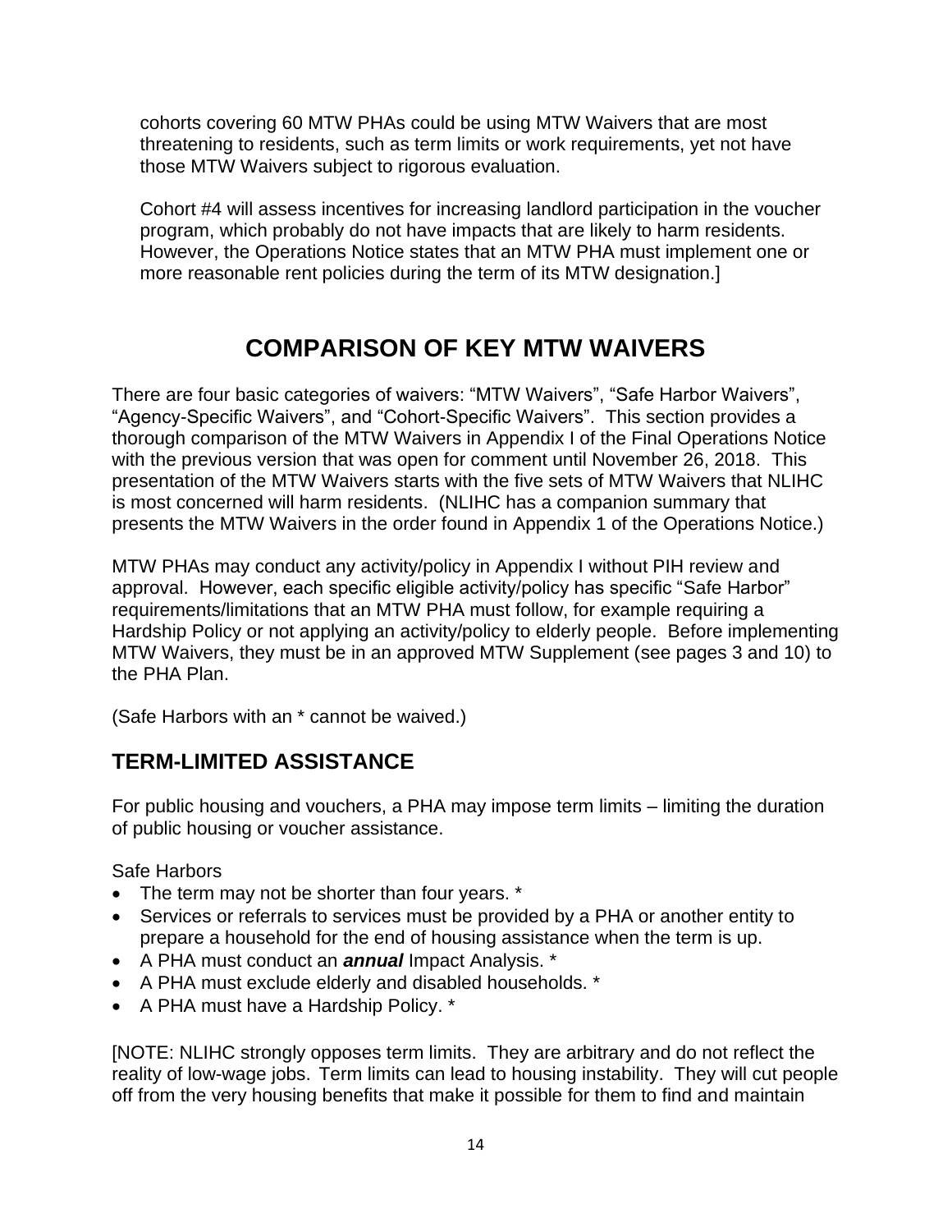cohorts covering 60 MTW PHAs could be using MTW Waivers that are most threatening to residents, such as term limits or work requirements, yet not have those MTW Waivers subject to rigorous evaluation.

Cohort #4 will assess incentives for increasing landlord participation in the voucher program, which probably do not have impacts that are likely to harm residents. However, the Operations Notice states that an MTW PHA must implement one or more reasonable rent policies during the term of its MTW designation.]

# COMPARISON OF KEY MTW WAIVERS

There are four basic categories of waivers: "MTW Waivers", "Safe Harbor Waivers", "Agency-Specific Waivers", and "Cohort-Specific Waivers". This section provides a thorough comparison of the MTW Waivers in Appendix I of the Final Operations Notice with the previous version that was open for comment until November 26, 2018. This presentation of the MTW Waivers starts with the five sets of MTW Waivers that NLIHC is most concerned will harm residents. (NLIHC has a companion summary that presents the MTW Waivers in the order found in Appendix 1 of the Operations Notice.)

MTW PHAs may conduct any activity/policy in Appendix I without PIH review and approval. However, each specific eligible activity/policy has specific "Safe Harbor" requirements/limitations that an MTW PHA must follow, for example requiring a Hardship Policy or not applying an activity/policy to elderly people. Before implementing MTW Waivers, they must be in an approved MTW Supplement (see pages 3 and 10) to the PHA Plan.

(Safe Harbors with an * cannot be waived.)

## TERM-LIMITED ASSISTANCE

For public housing and vouchers, a PHA may impose term limits – limiting the duration of public housing or voucher assistance.

Safe Harbors

- The term may not be shorter than four years. *
- Services or referrals to services must be provided by a PHA or another entity to prepare a household for the end of housing assistance when the term is up.
- A PHA must conduct an ***annual*** Impact Analysis. *
- A PHA must exclude elderly and disabled households. *
- A PHA must have a Hardship Policy. *

[NOTE: NLIHC strongly opposes term limits. They are arbitrary and do not reflect the reality of low-wage jobs. Term limits can lead to housing instability. They will cut people off from the very housing benefits that make it possible for them to find and maintain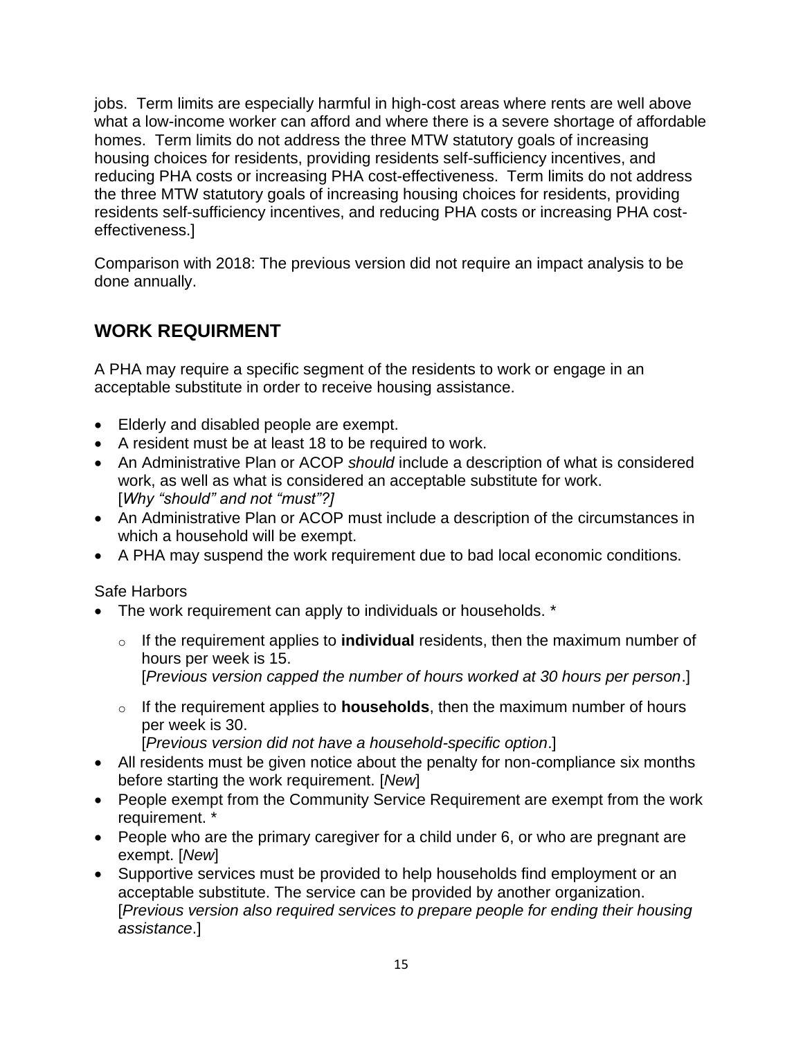jobs. Term limits are especially harmful in high-cost areas where rents are well above what a low-income worker can afford and where there is a severe shortage of affordable homes. Term limits do not address the three MTW statutory goals of increasing housing choices for residents, providing residents self-sufficiency incentives, and reducing PHA costs or increasing PHA cost-effectiveness. Term limits do not address the three MTW statutory goals of increasing housing choices for residents, providing residents self-sufficiency incentives, and reducing PHA costs or increasing PHA cost-effectiveness.]

Comparison with 2018: The previous version did not require an impact analysis to be done annually.

## WORK REQUIRMENT

A PHA may require a specific segment of the residents to work or engage in an acceptable substitute in order to receive housing assistance.

- Elderly and disabled people are exempt.
- A resident must be at least 18 to be required to work.
- An Administrative Plan or ACOP *should* include a description of what is considered work, as well as what is considered an acceptable substitute for work. [*Why "should" and not "must"?]*
- An Administrative Plan or ACOP must include a description of the circumstances in which a household will be exempt.
- A PHA may suspend the work requirement due to bad local economic conditions.

Safe Harbors

- The work requirement can apply to individuals or households. *
  - If the requirement applies to **individual** residents, then the maximum number of hours per week is 15. [*Previous version capped the number of hours worked at 30 hours per person*.]
  - If the requirement applies to **households**, then the maximum number of hours per week is 30. [*Previous version did not have a household-specific option*.]
- All residents must be given notice about the penalty for non-compliance six months before starting the work requirement. [*New*]
- People exempt from the Community Service Requirement are exempt from the work requirement. *
- People who are the primary caregiver for a child under 6, or who are pregnant are exempt. [*New*]
- Supportive services must be provided to help households find employment or an acceptable substitute. The service can be provided by another organization. [*Previous version also required services to prepare people for ending their housing assistance*.]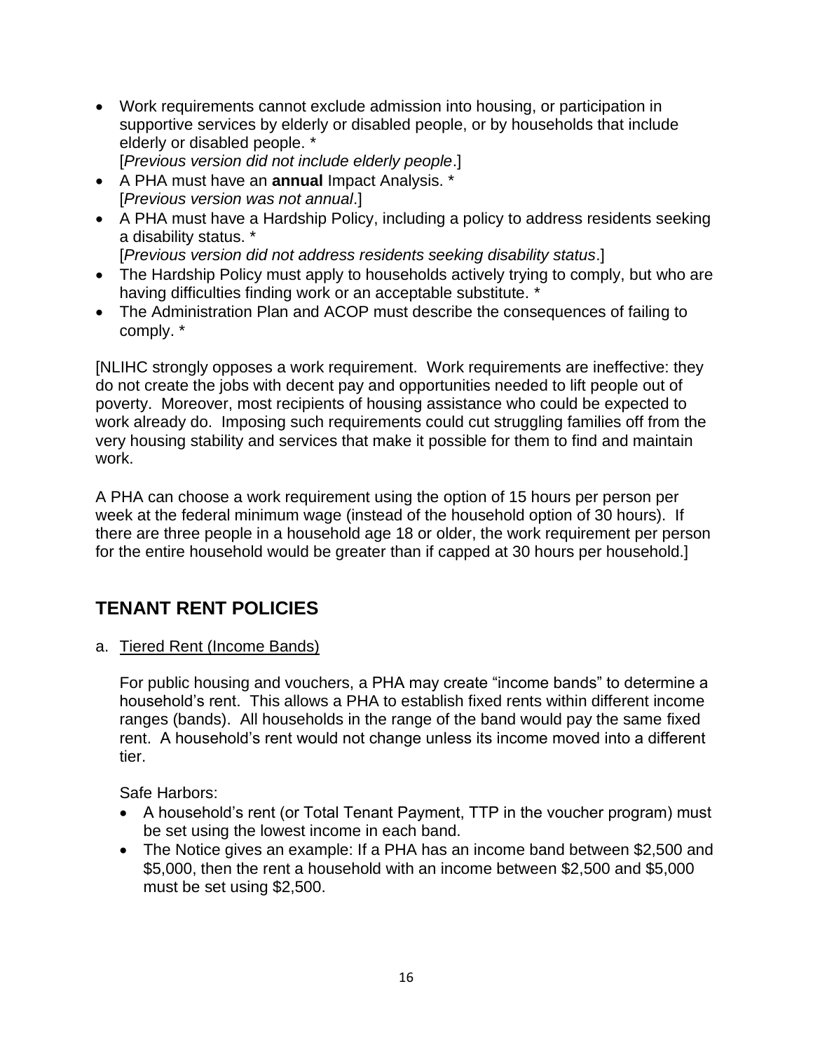- Work requirements cannot exclude admission into housing, or participation in supportive services by elderly or disabled people, or by households that include elderly or disabled people. *
  [*Previous version did not include elderly people*.]
- A PHA must have an **annual** Impact Analysis. *
  [*Previous version was not annual*.]
- A PHA must have a Hardship Policy, including a policy to address residents seeking a disability status. *
  [*Previous version did not address residents seeking disability status*.]
- The Hardship Policy must apply to households actively trying to comply, but who are having difficulties finding work or an acceptable substitute. *
- The Administration Plan and ACOP must describe the consequences of failing to comply. *

[NLIHC strongly opposes a work requirement. Work requirements are ineffective: they do not create the jobs with decent pay and opportunities needed to lift people out of poverty. Moreover, most recipients of housing assistance who could be expected to work already do. Imposing such requirements could cut struggling families off from the very housing stability and services that make it possible for them to find and maintain work.

A PHA can choose a work requirement using the option of 15 hours per person per week at the federal minimum wage (instead of the household option of 30 hours). If there are three people in a household age 18 or older, the work requirement per person for the entire household would be greater than if capped at 30 hours per household.]

## TENANT RENT POLICIES

a. <u>Tiered Rent (Income Bands)</u>

For public housing and vouchers, a PHA may create "income bands" to determine a household's rent. This allows a PHA to establish fixed rents within different income ranges (bands). All households in the range of the band would pay the same fixed rent. A household's rent would not change unless its income moved into a different tier.

Safe Harbors:

- A household's rent (or Total Tenant Payment, TTP in the voucher program) must be set using the lowest income in each band.
- The Notice gives an example: If a PHA has an income band between $2,500 and $5,000, then the rent a household with an income between $2,500 and $5,000 must be set using $2,500.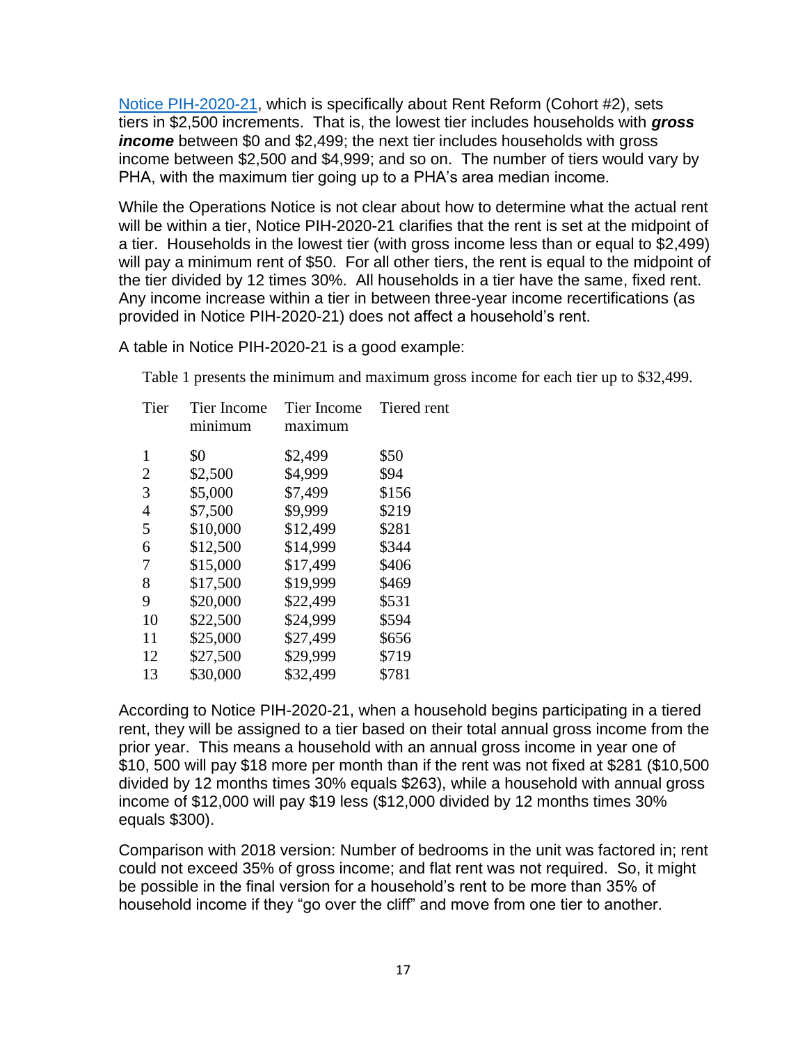[Notice PIH-2020-21](), which is specifically about Rent Reform (Cohort #2), sets tiers in $2,500 increments. That is, the lowest tier includes households with ***gross income*** between $0 and $2,499; the next tier includes households with gross income between $2,500 and $4,999; and so on. The number of tiers would vary by PHA, with the maximum tier going up to a PHA's area median income.

While the Operations Notice is not clear about how to determine what the actual rent will be within a tier, Notice PIH-2020-21 clarifies that the rent is set at the midpoint of a tier. Households in the lowest tier (with gross income less than or equal to $2,499) will pay a minimum rent of $50. For all other tiers, the rent is equal to the midpoint of the tier divided by 12 times 30%. All households in a tier have the same, fixed rent. Any income increase within a tier in between three-year income recertifications (as provided in Notice PIH-2020-21) does not affect a household's rent.

A table in Notice PIH-2020-21 is a good example:

Table 1 presents the minimum and maximum gross income for each tier up to $32,499.

| Tier | Tier Income minimum | Tier Income maximum | Tiered rent |
|---|---|---|---|
| 1 | $0 | $2,499 | $50 |
| 2 | $2,500 | $4,999 | $94 |
| 3 | $5,000 | $7,499 | $156 |
| 4 | $7,500 | $9,999 | $219 |
| 5 | $10,000 | $12,499 | $281 |
| 6 | $12,500 | $14,999 | $344 |
| 7 | $15,000 | $17,499 | $406 |
| 8 | $17,500 | $19,999 | $469 |
| 9 | $20,000 | $22,499 | $531 |
| 10 | $22,500 | $24,999 | $594 |
| 11 | $25,000 | $27,499 | $656 |
| 12 | $27,500 | $29,999 | $719 |
| 13 | $30,000 | $32,499 | $781 |

According to Notice PIH-2020-21, when a household begins participating in a tiered rent, they will be assigned to a tier based on their total annual gross income from the prior year. This means a household with an annual gross income in year one of $10, 500 will pay $18 more per month than if the rent was not fixed at $281 ($10,500 divided by 12 months times 30% equals $263), while a household with annual gross income of $12,000 will pay $19 less ($12,000 divided by 12 months times 30% equals $300).

Comparison with 2018 version: Number of bedrooms in the unit was factored in; rent could not exceed 35% of gross income; and flat rent was not required. So, it might be possible in the final version for a household's rent to be more than 35% of household income if they "go over the cliff" and move from one tier to another.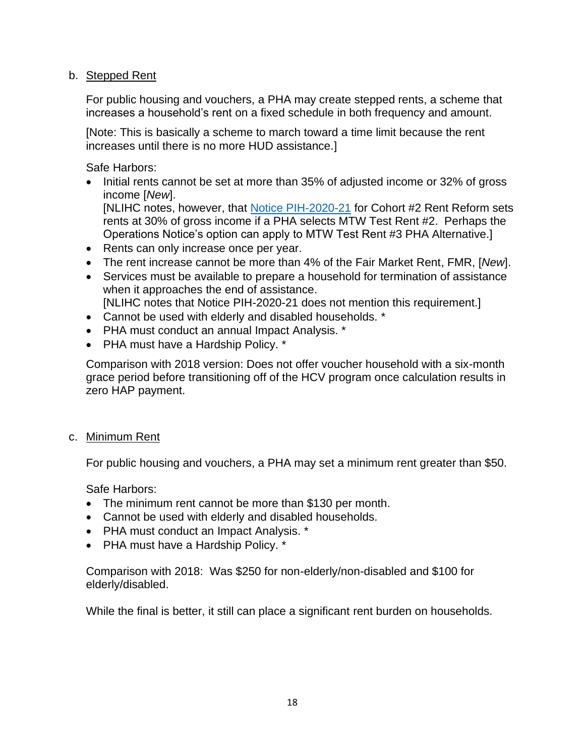b. Stepped Rent

For public housing and vouchers, a PHA may create stepped rents, a scheme that increases a household's rent on a fixed schedule in both frequency and amount.

[Note: This is basically a scheme to march toward a time limit because the rent increases until there is no more HUD assistance.]

Safe Harbors:

- Initial rents cannot be set at more than 35% of adjusted income or 32% of gross income [*New*].
  [NLIHC notes, however, that Notice PIH-2020-21 for Cohort #2 Rent Reform sets rents at 30% of gross income if a PHA selects MTW Test Rent #2. Perhaps the Operations Notice's option can apply to MTW Test Rent #3 PHA Alternative.]
- Rents can only increase once per year.
- The rent increase cannot be more than 4% of the Fair Market Rent, FMR, [*New*].
- Services must be available to prepare a household for termination of assistance when it approaches the end of assistance.
  [NLIHC notes that Notice PIH-2020-21 does not mention this requirement.]
- Cannot be used with elderly and disabled households. *
- PHA must conduct an annual Impact Analysis. *
- PHA must have a Hardship Policy. *

Comparison with 2018 version: Does not offer voucher household with a six-month grace period before transitioning off of the HCV program once calculation results in zero HAP payment.

c. Minimum Rent

For public housing and vouchers, a PHA may set a minimum rent greater than $50.

Safe Harbors:

- The minimum rent cannot be more than $130 per month.
- Cannot be used with elderly and disabled households.
- PHA must conduct an Impact Analysis. *
- PHA must have a Hardship Policy. *

Comparison with 2018: Was $250 for non-elderly/non-disabled and $100 for elderly/disabled.

While the final is better, it still can place a significant rent burden on households.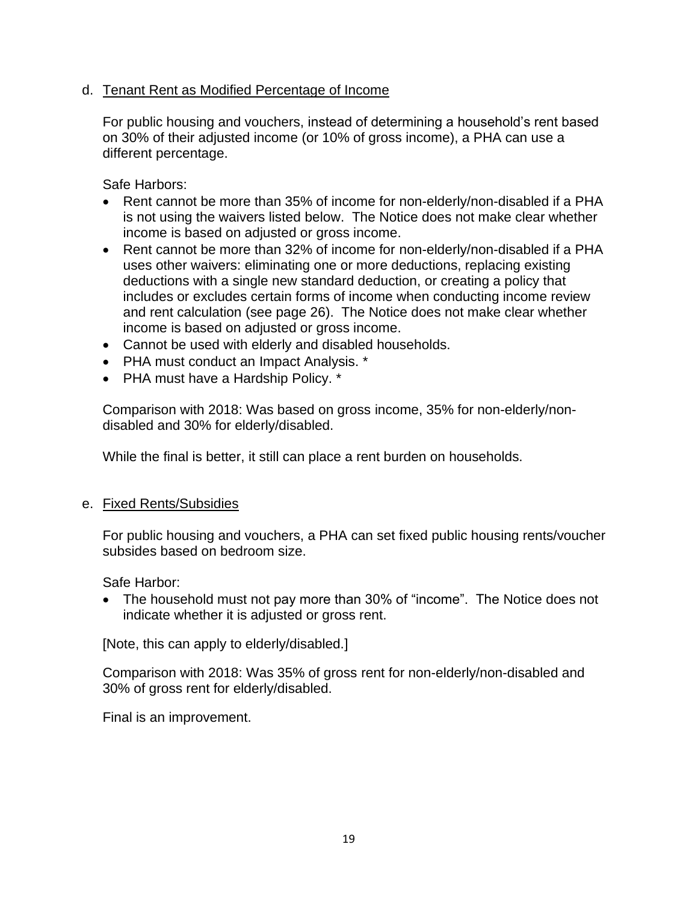d. <u>Tenant Rent as Modified Percentage of Income</u>

For public housing and vouchers, instead of determining a household's rent based on 30% of their adjusted income (or 10% of gross income), a PHA can use a different percentage.

Safe Harbors:

- Rent cannot be more than 35% of income for non-elderly/non-disabled if a PHA is not using the waivers listed below. The Notice does not make clear whether income is based on adjusted or gross income.
- Rent cannot be more than 32% of income for non-elderly/non-disabled if a PHA uses other waivers: eliminating one or more deductions, replacing existing deductions with a single new standard deduction, or creating a policy that includes or excludes certain forms of income when conducting income review and rent calculation (see page 26). The Notice does not make clear whether income is based on adjusted or gross income.
- Cannot be used with elderly and disabled households.
- PHA must conduct an Impact Analysis. *
- PHA must have a Hardship Policy. *

Comparison with 2018: Was based on gross income, 35% for non-elderly/non-disabled and 30% for elderly/disabled.

While the final is better, it still can place a rent burden on households.

e. <u>Fixed Rents/Subsidies</u>

For public housing and vouchers, a PHA can set fixed public housing rents/voucher subsides based on bedroom size.

Safe Harbor:

- The household must not pay more than 30% of "income". The Notice does not indicate whether it is adjusted or gross rent.

[Note, this can apply to elderly/disabled.]

Comparison with 2018: Was 35% of gross rent for non-elderly/non-disabled and 30% of gross rent for elderly/disabled.

Final is an improvement.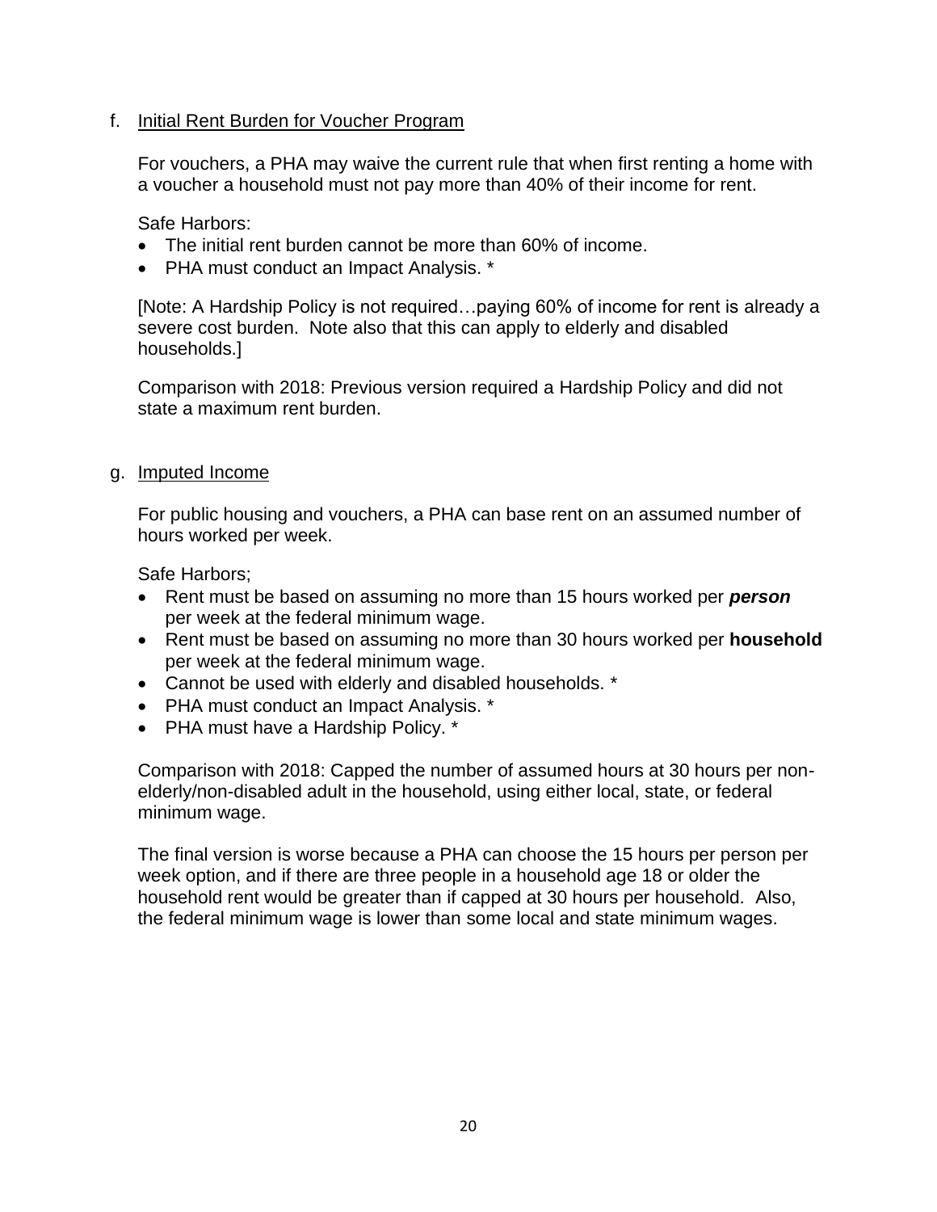f. <u>Initial Rent Burden for Voucher Program</u>

For vouchers, a PHA may waive the current rule that when first renting a home with a voucher a household must not pay more than 40% of their income for rent.

Safe Harbors:

- The initial rent burden cannot be more than 60% of income.
- PHA must conduct an Impact Analysis. *

[Note: A Hardship Policy is not required…paying 60% of income for rent is already a severe cost burden. Note also that this can apply to elderly and disabled households.]

Comparison with 2018: Previous version required a Hardship Policy and did not state a maximum rent burden.

g. <u>Imputed Income</u>

For public housing and vouchers, a PHA can base rent on an assumed number of hours worked per week.

Safe Harbors;

- Rent must be based on assuming no more than 15 hours worked per ***person*** per week at the federal minimum wage.
- Rent must be based on assuming no more than 30 hours worked per **household** per week at the federal minimum wage.
- Cannot be used with elderly and disabled households. *
- PHA must conduct an Impact Analysis. *
- PHA must have a Hardship Policy. *

Comparison with 2018: Capped the number of assumed hours at 30 hours per non-elderly/non-disabled adult in the household, using either local, state, or federal minimum wage.

The final version is worse because a PHA can choose the 15 hours per person per week option, and if there are three people in a household age 18 or older the household rent would be greater than if capped at 30 hours per household. Also, the federal minimum wage is lower than some local and state minimum wages.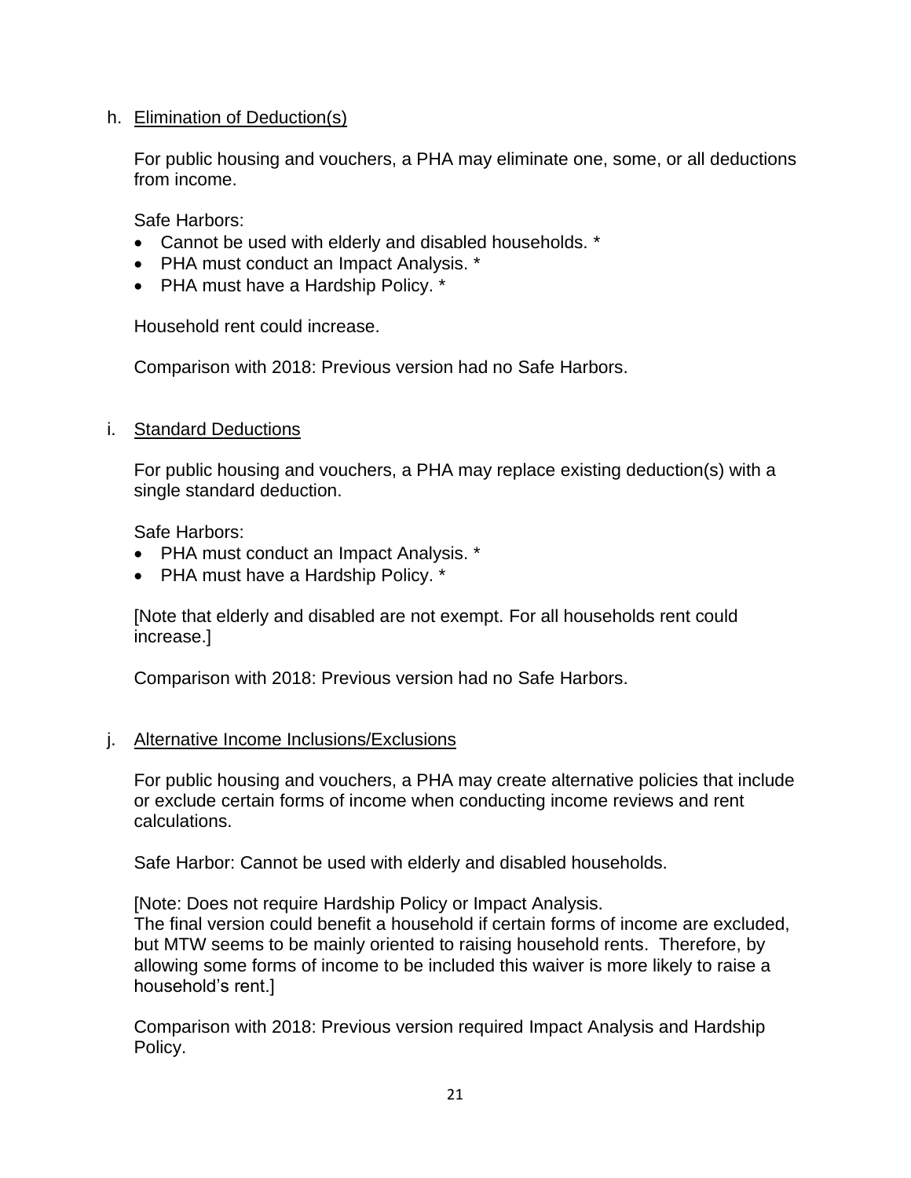h. Elimination of Deduction(s)

For public housing and vouchers, a PHA may eliminate one, some, or all deductions from income.

Safe Harbors:

- Cannot be used with elderly and disabled households. *
- PHA must conduct an Impact Analysis. *
- PHA must have a Hardship Policy. *

Household rent could increase.

Comparison with 2018: Previous version had no Safe Harbors.

i. Standard Deductions

For public housing and vouchers, a PHA may replace existing deduction(s) with a single standard deduction.

Safe Harbors:

- PHA must conduct an Impact Analysis. *
- PHA must have a Hardship Policy. *

[Note that elderly and disabled are not exempt. For all households rent could increase.]

Comparison with 2018: Previous version had no Safe Harbors.

j. Alternative Income Inclusions/Exclusions

For public housing and vouchers, a PHA may create alternative policies that include or exclude certain forms of income when conducting income reviews and rent calculations.

Safe Harbor: Cannot be used with elderly and disabled households.

[Note: Does not require Hardship Policy or Impact Analysis.
The final version could benefit a household if certain forms of income are excluded, but MTW seems to be mainly oriented to raising household rents. Therefore, by allowing some forms of income to be included this waiver is more likely to raise a household's rent.]

Comparison with 2018: Previous version required Impact Analysis and Hardship Policy.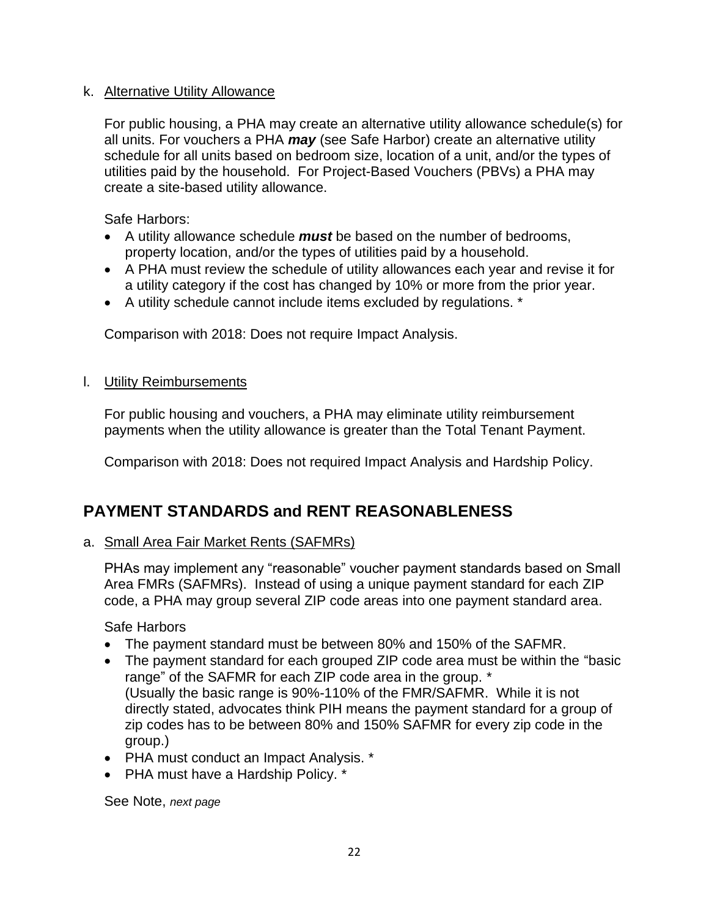k. Alternative Utility Allowance

For public housing, a PHA may create an alternative utility allowance schedule(s) for all units. For vouchers a PHA ***may*** (see Safe Harbor) create an alternative utility schedule for all units based on bedroom size, location of a unit, and/or the types of utilities paid by the household. For Project-Based Vouchers (PBVs) a PHA may create a site-based utility allowance.

Safe Harbors:

- A utility allowance schedule ***must*** be based on the number of bedrooms, property location, and/or the types of utilities paid by a household.
- A PHA must review the schedule of utility allowances each year and revise it for a utility category if the cost has changed by 10% or more from the prior year.
- A utility schedule cannot include items excluded by regulations. *

Comparison with 2018: Does not require Impact Analysis.

l. Utility Reimbursements

For public housing and vouchers, a PHA may eliminate utility reimbursement payments when the utility allowance is greater than the Total Tenant Payment.

Comparison with 2018: Does not required Impact Analysis and Hardship Policy.

## PAYMENT STANDARDS and RENT REASONABLENESS

a. Small Area Fair Market Rents (SAFMRs)

PHAs may implement any "reasonable" voucher payment standards based on Small Area FMRs (SAFMRs). Instead of using a unique payment standard for each ZIP code, a PHA may group several ZIP code areas into one payment standard area.

Safe Harbors

- The payment standard must be between 80% and 150% of the SAFMR.
- The payment standard for each grouped ZIP code area must be within the "basic range" of the SAFMR for each ZIP code area in the group. *
  (Usually the basic range is 90%-110% of the FMR/SAFMR. While it is not directly stated, advocates think PIH means the payment standard for a group of zip codes has to be between 80% and 150% SAFMR for every zip code in the group.)
- PHA must conduct an Impact Analysis. *
- PHA must have a Hardship Policy. *

See Note, *next page*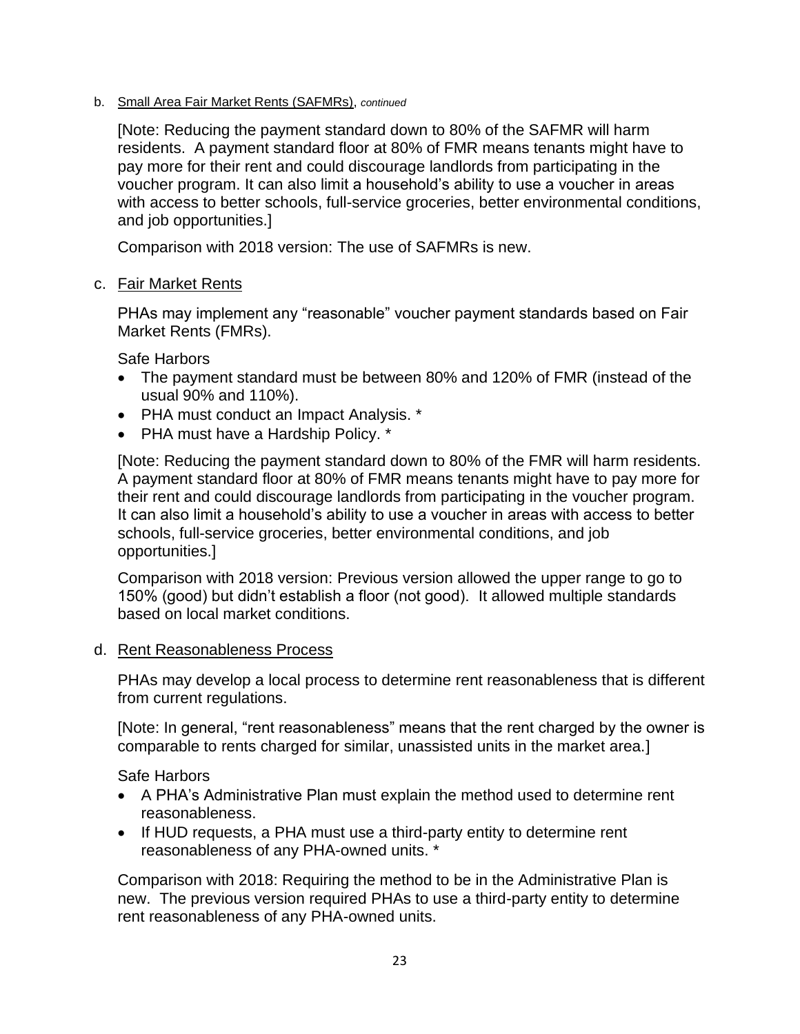b. Small Area Fair Market Rents (SAFMRs), *continued*

[Note: Reducing the payment standard down to 80% of the SAFMR will harm residents. A payment standard floor at 80% of FMR means tenants might have to pay more for their rent and could discourage landlords from participating in the voucher program. It can also limit a household's ability to use a voucher in areas with access to better schools, full-service groceries, better environmental conditions, and job opportunities.]

Comparison with 2018 version: The use of SAFMRs is new.

c. Fair Market Rents

PHAs may implement any "reasonable" voucher payment standards based on Fair Market Rents (FMRs).

Safe Harbors

- The payment standard must be between 80% and 120% of FMR (instead of the usual 90% and 110%).
- PHA must conduct an Impact Analysis. *
- PHA must have a Hardship Policy. *

[Note: Reducing the payment standard down to 80% of the FMR will harm residents. A payment standard floor at 80% of FMR means tenants might have to pay more for their rent and could discourage landlords from participating in the voucher program. It can also limit a household's ability to use a voucher in areas with access to better schools, full-service groceries, better environmental conditions, and job opportunities.]

Comparison with 2018 version: Previous version allowed the upper range to go to 150% (good) but didn't establish a floor (not good). It allowed multiple standards based on local market conditions.

d. Rent Reasonableness Process

PHAs may develop a local process to determine rent reasonableness that is different from current regulations.

[Note: In general, "rent reasonableness" means that the rent charged by the owner is comparable to rents charged for similar, unassisted units in the market area.]

Safe Harbors

- A PHA's Administrative Plan must explain the method used to determine rent reasonableness.
- If HUD requests, a PHA must use a third-party entity to determine rent reasonableness of any PHA-owned units. *

Comparison with 2018: Requiring the method to be in the Administrative Plan is new. The previous version required PHAs to use a third-party entity to determine rent reasonableness of any PHA-owned units.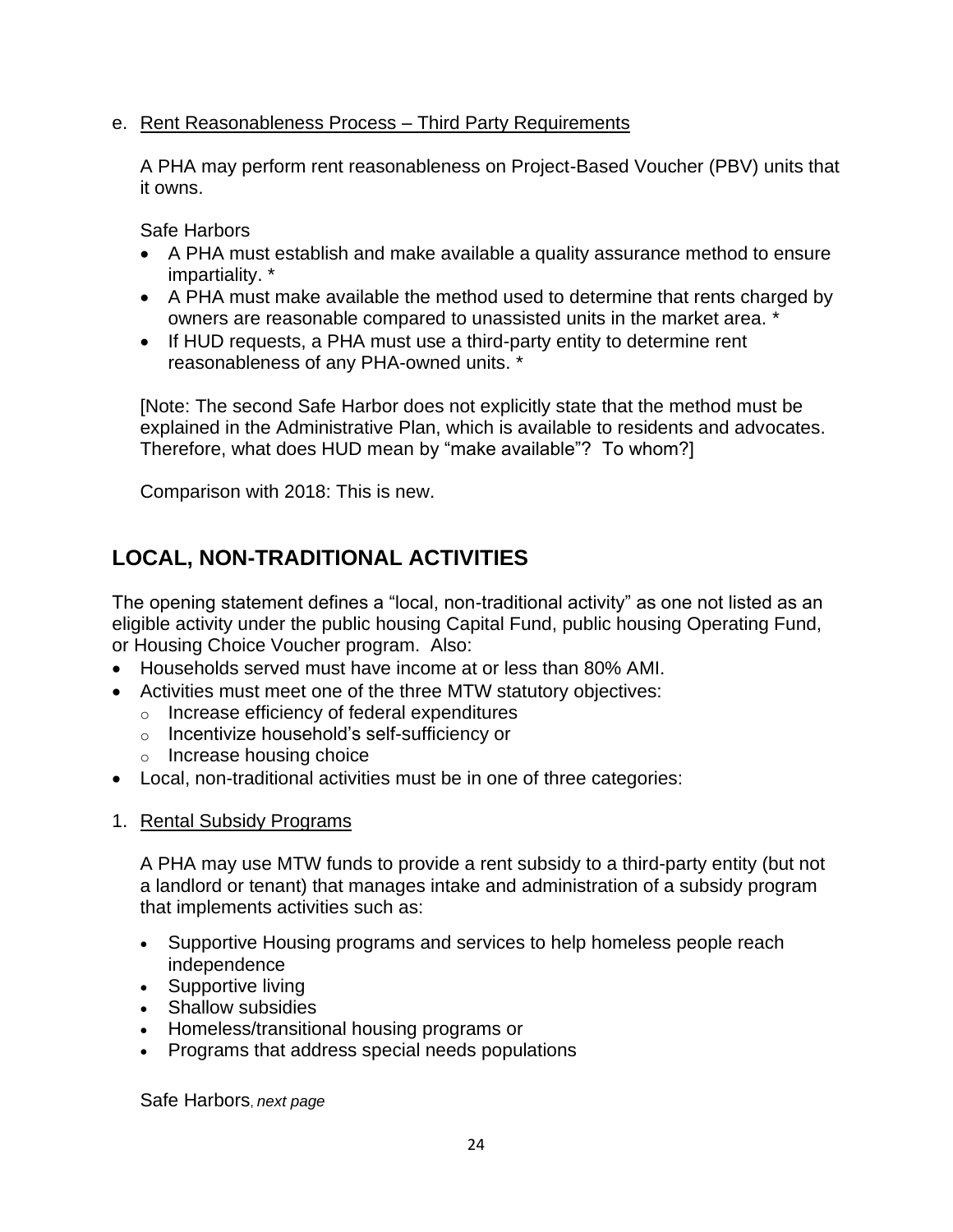e. <u>Rent Reasonableness Process – Third Party Requirements</u>

A PHA may perform rent reasonableness on Project-Based Voucher (PBV) units that it owns.

Safe Harbors

- A PHA must establish and make available a quality assurance method to ensure impartiality. *
- A PHA must make available the method used to determine that rents charged by owners are reasonable compared to unassisted units in the market area. *
- If HUD requests, a PHA must use a third-party entity to determine rent reasonableness of any PHA-owned units. *

[Note: The second Safe Harbor does not explicitly state that the method must be explained in the Administrative Plan, which is available to residents and advocates. Therefore, what does HUD mean by "make available"? To whom?]

Comparison with 2018: This is new.

## LOCAL, NON-TRADITIONAL ACTIVITIES

The opening statement defines a "local, non-traditional activity" as one not listed as an eligible activity under the public housing Capital Fund, public housing Operating Fund, or Housing Choice Voucher program. Also:

- Households served must have income at or less than 80% AMI.
- Activities must meet one of the three MTW statutory objectives:
  - Increase efficiency of federal expenditures
  - Incentivize household's self-sufficiency or
  - Increase housing choice
- Local, non-traditional activities must be in one of three categories:

1. <u>Rental Subsidy Programs</u>

   A PHA may use MTW funds to provide a rent subsidy to a third-party entity (but not a landlord or tenant) that manages intake and administration of a subsidy program that implements activities such as:

   - Supportive Housing programs and services to help homeless people reach independence
   - Supportive living
   - Shallow subsidies
   - Homeless/transitional housing programs or
   - Programs that address special needs populations

   Safe Harbors, *next page*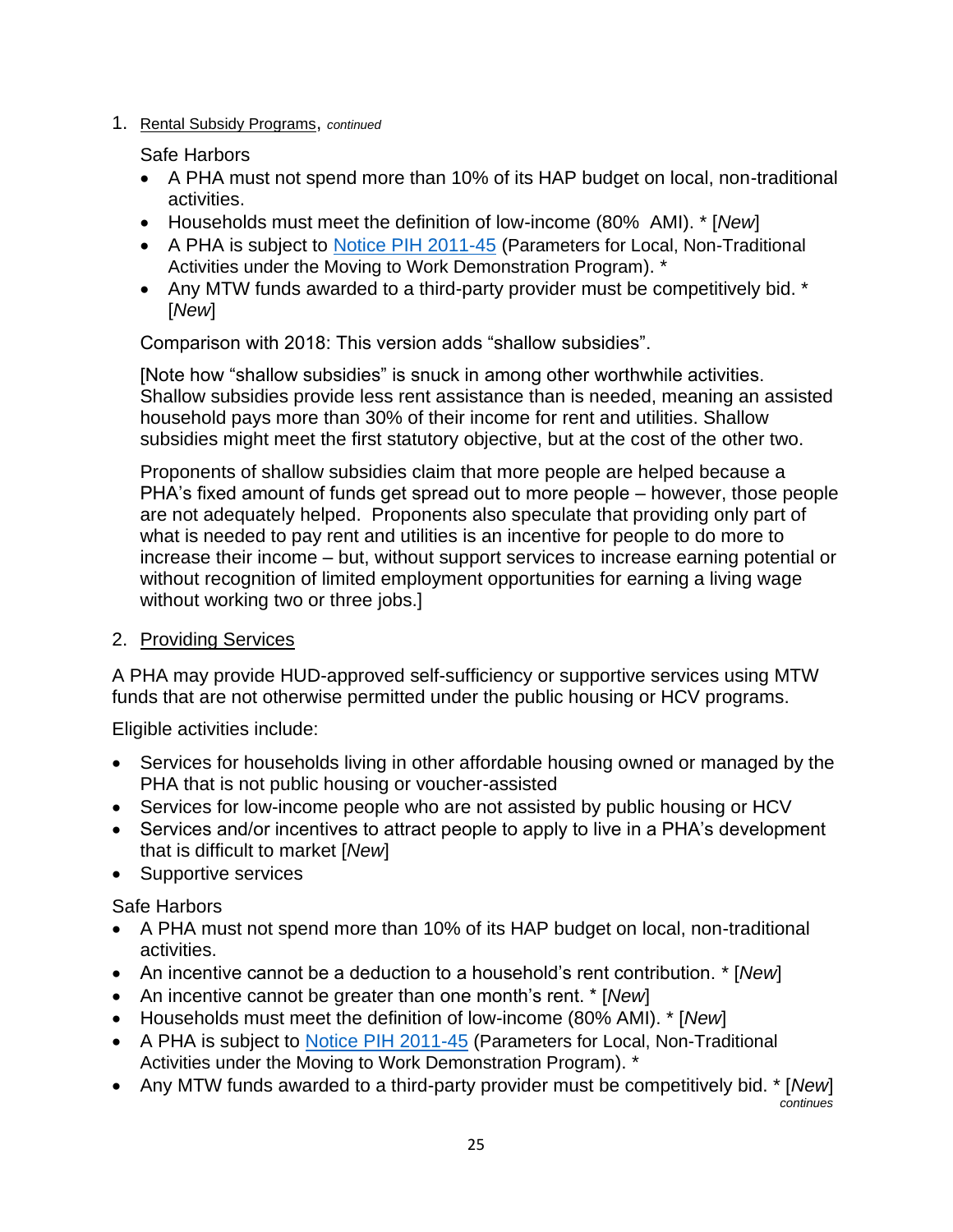1. Rental Subsidy Programs, *continued*

   Safe Harbors

   - A PHA must not spend more than 10% of its HAP budget on local, non-traditional activities.
   - Households must meet the definition of low-income (80%  AMI). * [*New*]
   - A PHA is subject to Notice PIH 2011-45 (Parameters for Local, Non-Traditional Activities under the Moving to Work Demonstration Program). *
   - Any MTW funds awarded to a third-party provider must be competitively bid. * [*New*]

   Comparison with 2018: This version adds “shallow subsidies”.

   [Note how “shallow subsidies” is snuck in among other worthwhile activities. Shallow subsidies provide less rent assistance than is needed, meaning an assisted household pays more than 30% of their income for rent and utilities. Shallow subsidies might meet the first statutory objective, but at the cost of the other two.

   Proponents of shallow subsidies claim that more people are helped because a PHA’s fixed amount of funds get spread out to more people – however, those people are not adequately helped. Proponents also speculate that providing only part of what is needed to pay rent and utilities is an incentive for people to do more to increase their income – but, without support services to increase earning potential or without recognition of limited employment opportunities for earning a living wage without working two or three jobs.]

2. Providing Services

A PHA may provide HUD-approved self-sufficiency or supportive services using MTW funds that are not otherwise permitted under the public housing or HCV programs.

Eligible activities include:

- Services for households living in other affordable housing owned or managed by the PHA that is not public housing or voucher-assisted
- Services for low-income people who are not assisted by public housing or HCV
- Services and/or incentives to attract people to apply to live in a PHA’s development that is difficult to market [*New*]
- Supportive services

Safe Harbors

- A PHA must not spend more than 10% of its HAP budget on local, non-traditional activities.
- An incentive cannot be a deduction to a household’s rent contribution. * [*New*]
- An incentive cannot be greater than one month’s rent. * [*New*]
- Households must meet the definition of low-income (80% AMI). * [*New*]
- A PHA is subject to Notice PIH 2011-45 (Parameters for Local, Non-Traditional Activities under the Moving to Work Demonstration Program). *
- Any MTW funds awarded to a third-party provider must be competitively bid. * [*New*]

*continues*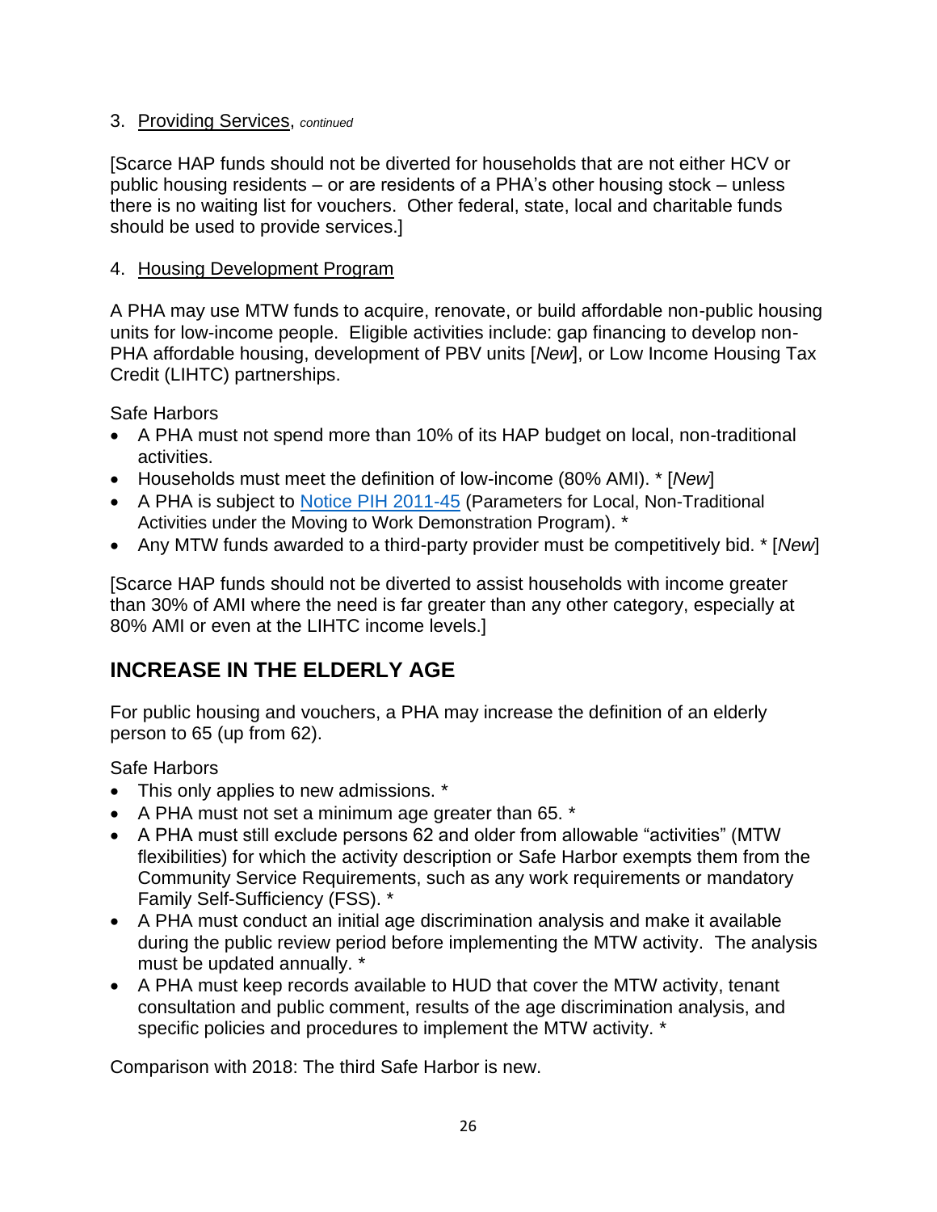3. Providing Services, *continued*

[Scarce HAP funds should not be diverted for households that are not either HCV or public housing residents – or are residents of a PHA's other housing stock – unless there is no waiting list for vouchers. Other federal, state, local and charitable funds should be used to provide services.]

4. Housing Development Program

A PHA may use MTW funds to acquire, renovate, or build affordable non-public housing units for low-income people. Eligible activities include: gap financing to develop non-PHA affordable housing, development of PBV units [*New*], or Low Income Housing Tax Credit (LIHTC) partnerships.

Safe Harbors

- A PHA must not spend more than 10% of its HAP budget on local, non-traditional activities.
- Households must meet the definition of low-income (80% AMI). * [*New*]
- A PHA is subject to Notice PIH 2011-45 (Parameters for Local, Non-Traditional Activities under the Moving to Work Demonstration Program). *
- Any MTW funds awarded to a third-party provider must be competitively bid. * [*New*]

[Scarce HAP funds should not be diverted to assist households with income greater than 30% of AMI where the need is far greater than any other category, especially at 80% AMI or even at the LIHTC income levels.]

## INCREASE IN THE ELDERLY AGE

For public housing and vouchers, a PHA may increase the definition of an elderly person to 65 (up from 62).

Safe Harbors

- This only applies to new admissions. *
- A PHA must not set a minimum age greater than 65. *
- A PHA must still exclude persons 62 and older from allowable "activities" (MTW flexibilities) for which the activity description or Safe Harbor exempts them from the Community Service Requirements, such as any work requirements or mandatory Family Self-Sufficiency (FSS). *
- A PHA must conduct an initial age discrimination analysis and make it available during the public review period before implementing the MTW activity. The analysis must be updated annually. *
- A PHA must keep records available to HUD that cover the MTW activity, tenant consultation and public comment, results of the age discrimination analysis, and specific policies and procedures to implement the MTW activity. *

Comparison with 2018: The third Safe Harbor is new.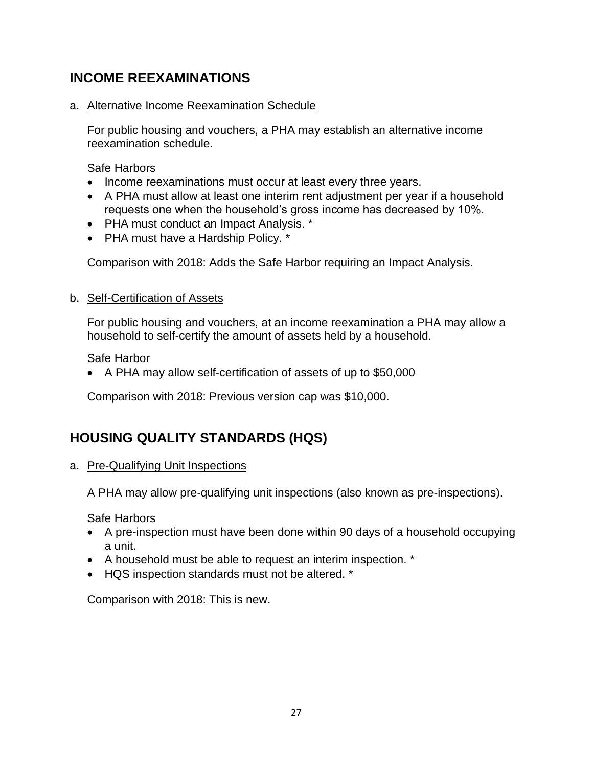## INCOME REEXAMINATIONS

a. Alternative Income Reexamination Schedule

For public housing and vouchers, a PHA may establish an alternative income reexamination schedule.

Safe Harbors

- Income reexaminations must occur at least every three years.
- A PHA must allow at least one interim rent adjustment per year if a household requests one when the household's gross income has decreased by 10%.
- PHA must conduct an Impact Analysis. *
- PHA must have a Hardship Policy. *

Comparison with 2018: Adds the Safe Harbor requiring an Impact Analysis.

b. Self-Certification of Assets

For public housing and vouchers, at an income reexamination a PHA may allow a household to self-certify the amount of assets held by a household.

Safe Harbor

- A PHA may allow self-certification of assets of up to $50,000

Comparison with 2018: Previous version cap was $10,000.

## HOUSING QUALITY STANDARDS (HQS)

a. Pre-Qualifying Unit Inspections

A PHA may allow pre-qualifying unit inspections (also known as pre-inspections).

Safe Harbors

- A pre-inspection must have been done within 90 days of a household occupying a unit.
- A household must be able to request an interim inspection. *
- HQS inspection standards must not be altered. *

Comparison with 2018: This is new.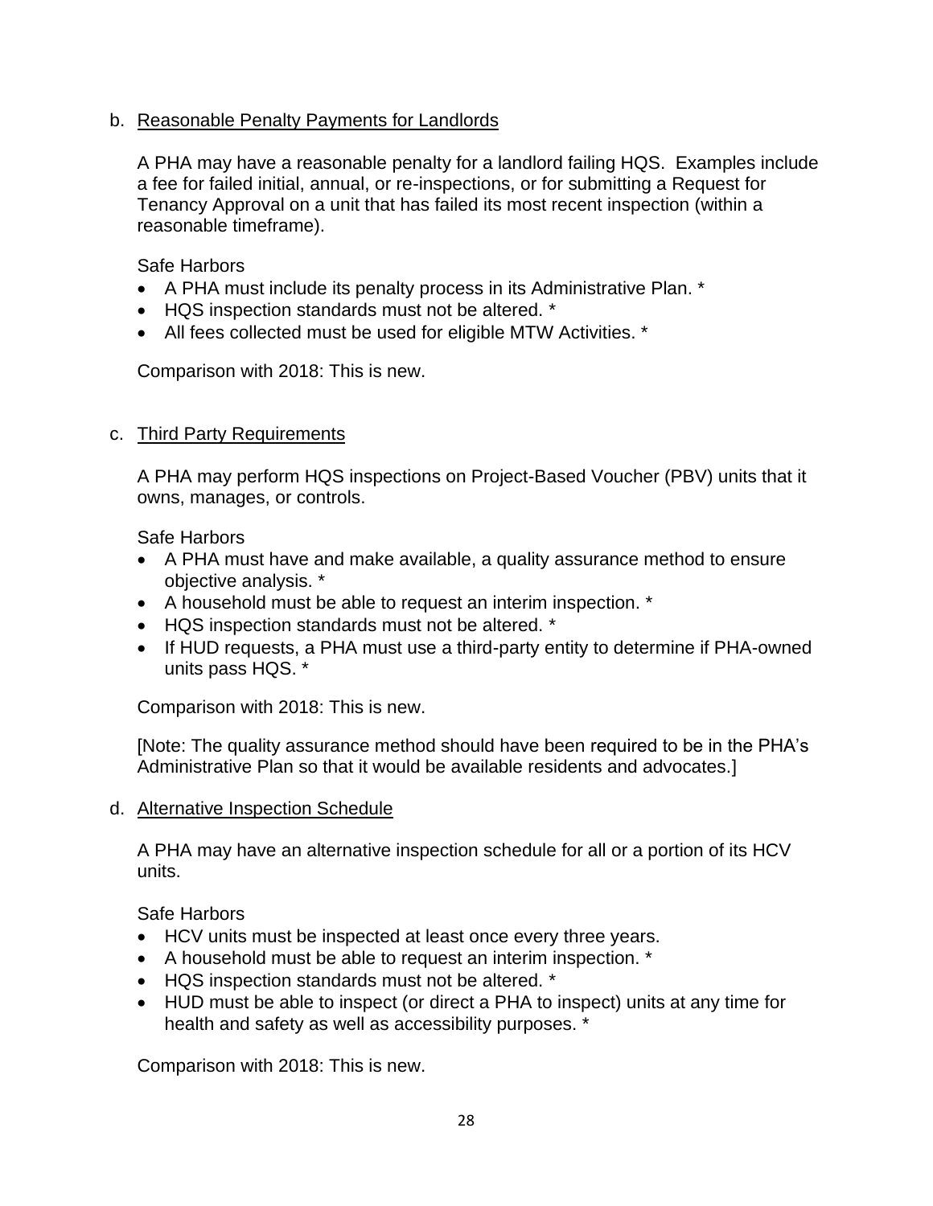b. Reasonable Penalty Payments for Landlords

A PHA may have a reasonable penalty for a landlord failing HQS. Examples include a fee for failed initial, annual, or re-inspections, or for submitting a Request for Tenancy Approval on a unit that has failed its most recent inspection (within a reasonable timeframe).

Safe Harbors

- A PHA must include its penalty process in its Administrative Plan. *
- HQS inspection standards must not be altered. *
- All fees collected must be used for eligible MTW Activities. *

Comparison with 2018: This is new.

c. Third Party Requirements

A PHA may perform HQS inspections on Project-Based Voucher (PBV) units that it owns, manages, or controls.

Safe Harbors

- A PHA must have and make available, a quality assurance method to ensure objective analysis. *
- A household must be able to request an interim inspection. *
- HQS inspection standards must not be altered. *
- If HUD requests, a PHA must use a third-party entity to determine if PHA-owned units pass HQS. *

Comparison with 2018: This is new.

[Note: The quality assurance method should have been required to be in the PHA's Administrative Plan so that it would be available residents and advocates.]

d. Alternative Inspection Schedule

A PHA may have an alternative inspection schedule for all or a portion of its HCV units.

Safe Harbors

- HCV units must be inspected at least once every three years.
- A household must be able to request an interim inspection. *
- HQS inspection standards must not be altered. *
- HUD must be able to inspect (or direct a PHA to inspect) units at any time for health and safety as well as accessibility purposes. *

Comparison with 2018: This is new.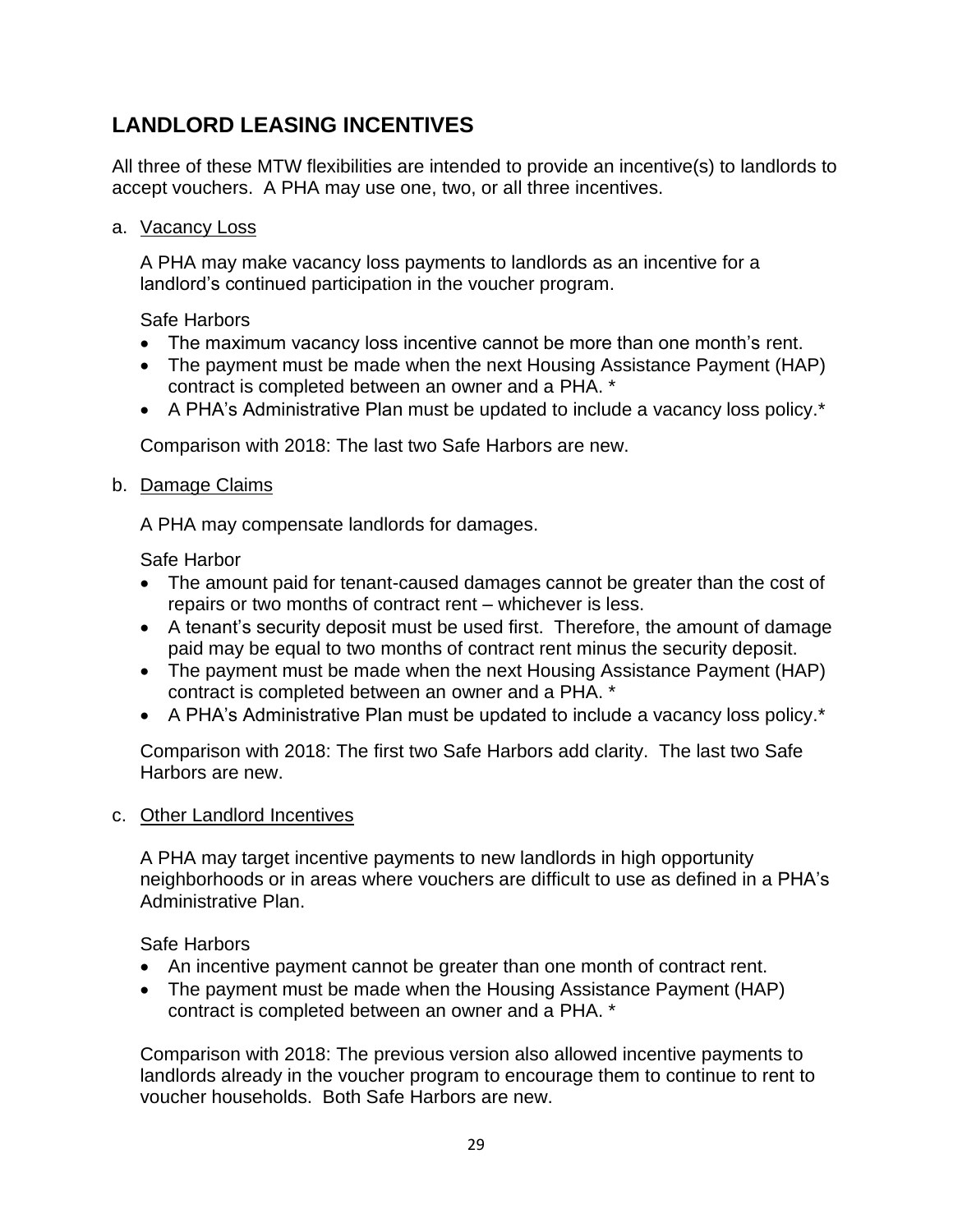## LANDLORD LEASING INCENTIVES

All three of these MTW flexibilities are intended to provide an incentive(s) to landlords to accept vouchers. A PHA may use one, two, or all three incentives.

a. Vacancy Loss

A PHA may make vacancy loss payments to landlords as an incentive for a landlord's continued participation in the voucher program.

Safe Harbors

- The maximum vacancy loss incentive cannot be more than one month's rent.
- The payment must be made when the next Housing Assistance Payment (HAP) contract is completed between an owner and a PHA. *
- A PHA's Administrative Plan must be updated to include a vacancy loss policy.*

Comparison with 2018: The last two Safe Harbors are new.

b. Damage Claims

A PHA may compensate landlords for damages.

Safe Harbor

- The amount paid for tenant-caused damages cannot be greater than the cost of repairs or two months of contract rent – whichever is less.
- A tenant's security deposit must be used first. Therefore, the amount of damage paid may be equal to two months of contract rent minus the security deposit.
- The payment must be made when the next Housing Assistance Payment (HAP) contract is completed between an owner and a PHA. *
- A PHA's Administrative Plan must be updated to include a vacancy loss policy.*

Comparison with 2018: The first two Safe Harbors add clarity. The last two Safe Harbors are new.

c. Other Landlord Incentives

A PHA may target incentive payments to new landlords in high opportunity neighborhoods or in areas where vouchers are difficult to use as defined in a PHA's Administrative Plan.

Safe Harbors

- An incentive payment cannot be greater than one month of contract rent.
- The payment must be made when the Housing Assistance Payment (HAP) contract is completed between an owner and a PHA. *

Comparison with 2018: The previous version also allowed incentive payments to landlords already in the voucher program to encourage them to continue to rent to voucher households. Both Safe Harbors are new.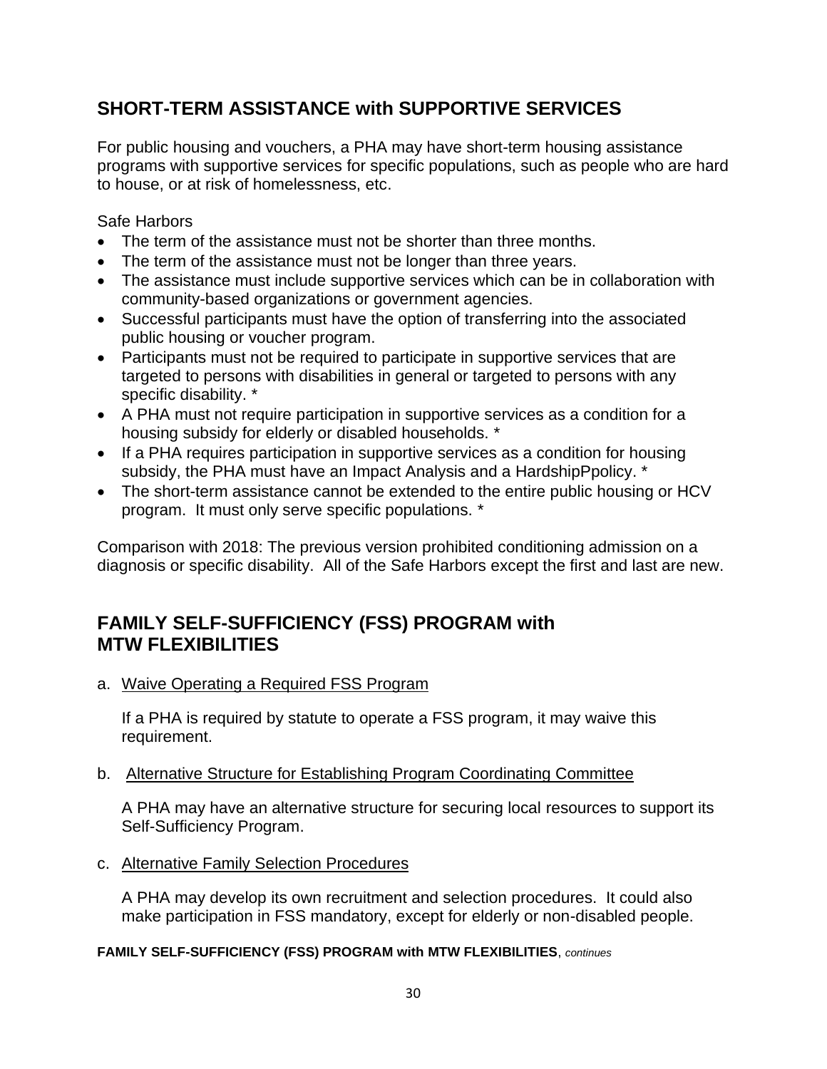## SHORT-TERM ASSISTANCE with SUPPORTIVE SERVICES

For public housing and vouchers, a PHA may have short-term housing assistance programs with supportive services for specific populations, such as people who are hard to house, or at risk of homelessness, etc.

Safe Harbors

- The term of the assistance must not be shorter than three months.
- The term of the assistance must not be longer than three years.
- The assistance must include supportive services which can be in collaboration with community-based organizations or government agencies.
- Successful participants must have the option of transferring into the associated public housing or voucher program.
- Participants must not be required to participate in supportive services that are targeted to persons with disabilities in general or targeted to persons with any specific disability. *
- A PHA must not require participation in supportive services as a condition for a housing subsidy for elderly or disabled households. *
- If a PHA requires participation in supportive services as a condition for housing subsidy, the PHA must have an Impact Analysis and a HardshipPpolicy. *
- The short-term assistance cannot be extended to the entire public housing or HCV program. It must only serve specific populations. *

Comparison with 2018: The previous version prohibited conditioning admission on a diagnosis or specific disability. All of the Safe Harbors except the first and last are new.

## FAMILY SELF-SUFFICIENCY (FSS) PROGRAM with MTW FLEXIBILITIES

a. Waive Operating a Required FSS Program

   If a PHA is required by statute to operate a FSS program, it may waive this requirement.

b. Alternative Structure for Establishing Program Coordinating Committee

   A PHA may have an alternative structure for securing local resources to support its Self-Sufficiency Program.

c. Alternative Family Selection Procedures

   A PHA may develop its own recruitment and selection procedures. It could also make participation in FSS mandatory, except for elderly or non-disabled people.

**FAMILY SELF-SUFFICIENCY (FSS) PROGRAM with MTW FLEXIBILITIES**, *continues*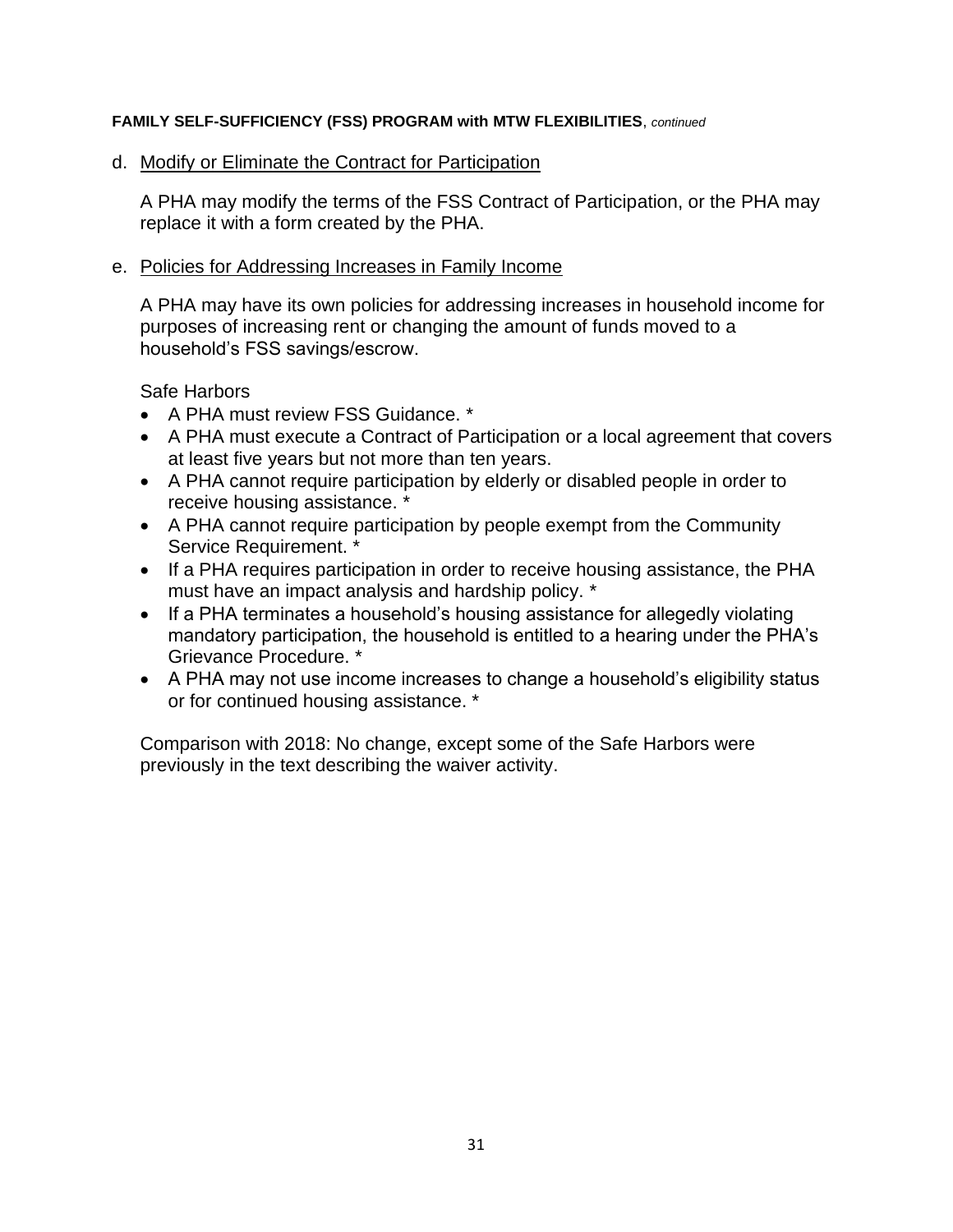**FAMILY SELF-SUFFICIENCY (FSS) PROGRAM with MTW FLEXIBILITIES**, *continued*

d. <u>Modify or Eliminate the Contract for Participation</u>

A PHA may modify the terms of the FSS Contract of Participation, or the PHA may replace it with a form created by the PHA.

e. <u>Policies for Addressing Increases in Family Income</u>

A PHA may have its own policies for addressing increases in household income for purposes of increasing rent or changing the amount of funds moved to a household's FSS savings/escrow.

Safe Harbors

- A PHA must review FSS Guidance. *
- A PHA must execute a Contract of Participation or a local agreement that covers at least five years but not more than ten years.
- A PHA cannot require participation by elderly or disabled people in order to receive housing assistance. *
- A PHA cannot require participation by people exempt from the Community Service Requirement. *
- If a PHA requires participation in order to receive housing assistance, the PHA must have an impact analysis and hardship policy. *
- If a PHA terminates a household's housing assistance for allegedly violating mandatory participation, the household is entitled to a hearing under the PHA's Grievance Procedure. *
- A PHA may not use income increases to change a household's eligibility status or for continued housing assistance. *

Comparison with 2018: No change, except some of the Safe Harbors were previously in the text describing the waiver activity.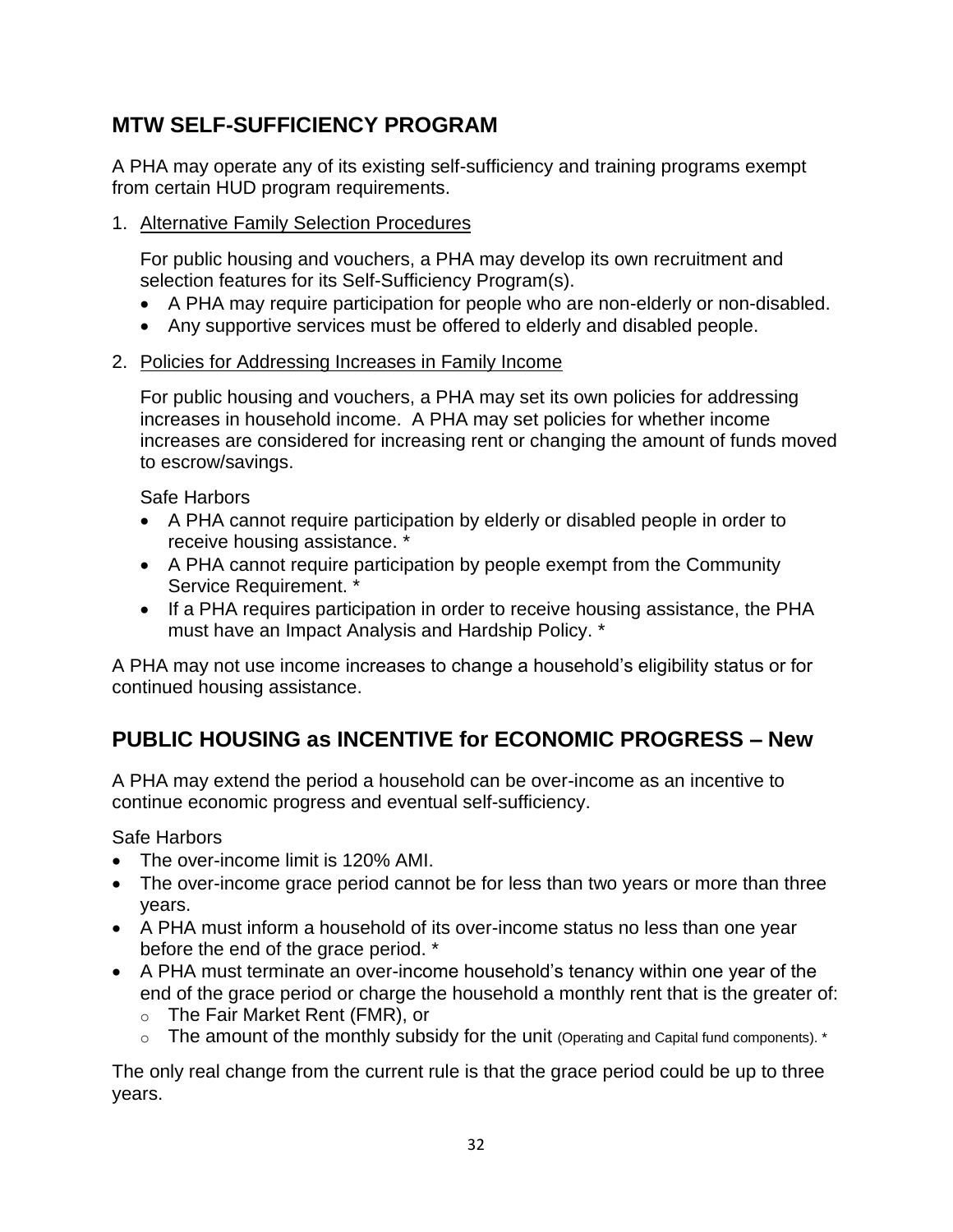## MTW SELF-SUFFICIENCY PROGRAM

A PHA may operate any of its existing self-sufficiency and training programs exempt from certain HUD program requirements.

1. Alternative Family Selection Procedures

   For public housing and vouchers, a PHA may develop its own recruitment and selection features for its Self-Sufficiency Program(s).
   - A PHA may require participation for people who are non-elderly or non-disabled.
   - Any supportive services must be offered to elderly and disabled people.

2. Policies for Addressing Increases in Family Income

   For public housing and vouchers, a PHA may set its own policies for addressing increases in household income. A PHA may set policies for whether income increases are considered for increasing rent or changing the amount of funds moved to escrow/savings.

   Safe Harbors
   - A PHA cannot require participation by elderly or disabled people in order to receive housing assistance. *
   - A PHA cannot require participation by people exempt from the Community Service Requirement. *
   - If a PHA requires participation in order to receive housing assistance, the PHA must have an Impact Analysis and Hardship Policy. *

A PHA may not use income increases to change a household's eligibility status or for continued housing assistance.

## PUBLIC HOUSING as INCENTIVE for ECONOMIC PROGRESS – New

A PHA may extend the period a household can be over-income as an incentive to continue economic progress and eventual self-sufficiency.

Safe Harbors
- The over-income limit is 120% AMI.
- The over-income grace period cannot be for less than two years or more than three years.
- A PHA must inform a household of its over-income status no less than one year before the end of the grace period. *
- A PHA must terminate an over-income household's tenancy within one year of the end of the grace period or charge the household a monthly rent that is the greater of:
  - The Fair Market Rent (FMR), or
  - The amount of the monthly subsidy for the unit (Operating and Capital fund components). *

The only real change from the current rule is that the grace period could be up to three years.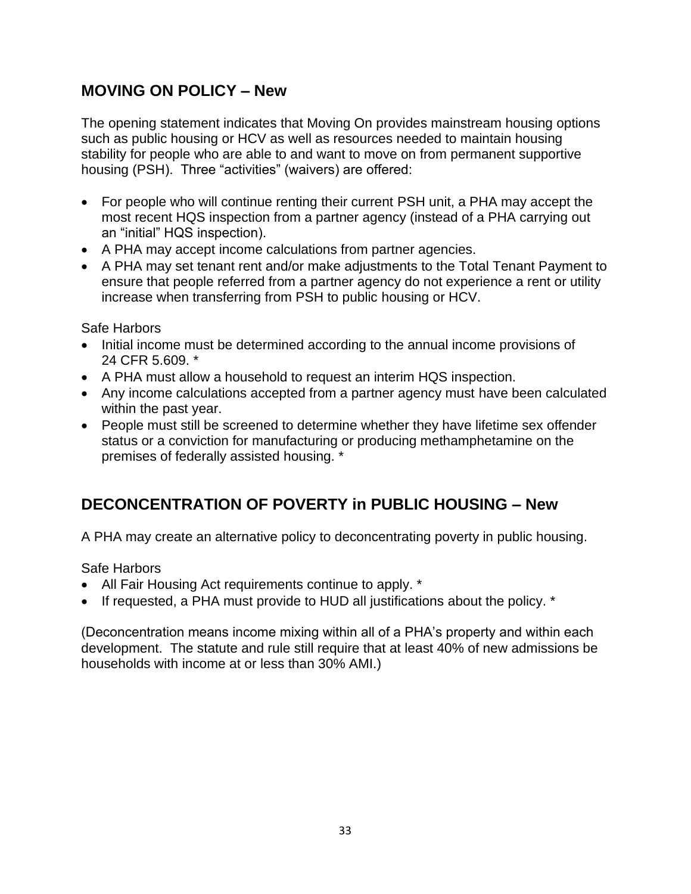## MOVING ON POLICY – New

The opening statement indicates that Moving On provides mainstream housing options such as public housing or HCV as well as resources needed to maintain housing stability for people who are able to and want to move on from permanent supportive housing (PSH). Three “activities” (waivers) are offered:

- For people who will continue renting their current PSH unit, a PHA may accept the most recent HQS inspection from a partner agency (instead of a PHA carrying out an “initial” HQS inspection).
- A PHA may accept income calculations from partner agencies.
- A PHA may set tenant rent and/or make adjustments to the Total Tenant Payment to ensure that people referred from a partner agency do not experience a rent or utility increase when transferring from PSH to public housing or HCV.

Safe Harbors

- Initial income must be determined according to the annual income provisions of 24 CFR 5.609. *
- A PHA must allow a household to request an interim HQS inspection.
- Any income calculations accepted from a partner agency must have been calculated within the past year.
- People must still be screened to determine whether they have lifetime sex offender status or a conviction for manufacturing or producing methamphetamine on the premises of federally assisted housing. *

## DECONCENTRATION OF POVERTY in PUBLIC HOUSING – New

A PHA may create an alternative policy to deconcentrating poverty in public housing.

Safe Harbors

- All Fair Housing Act requirements continue to apply. *
- If requested, a PHA must provide to HUD all justifications about the policy. *

(Deconcentration means income mixing within all of a PHA’s property and within each development. The statute and rule still require that at least 40% of new admissions be households with income at or less than 30% AMI.)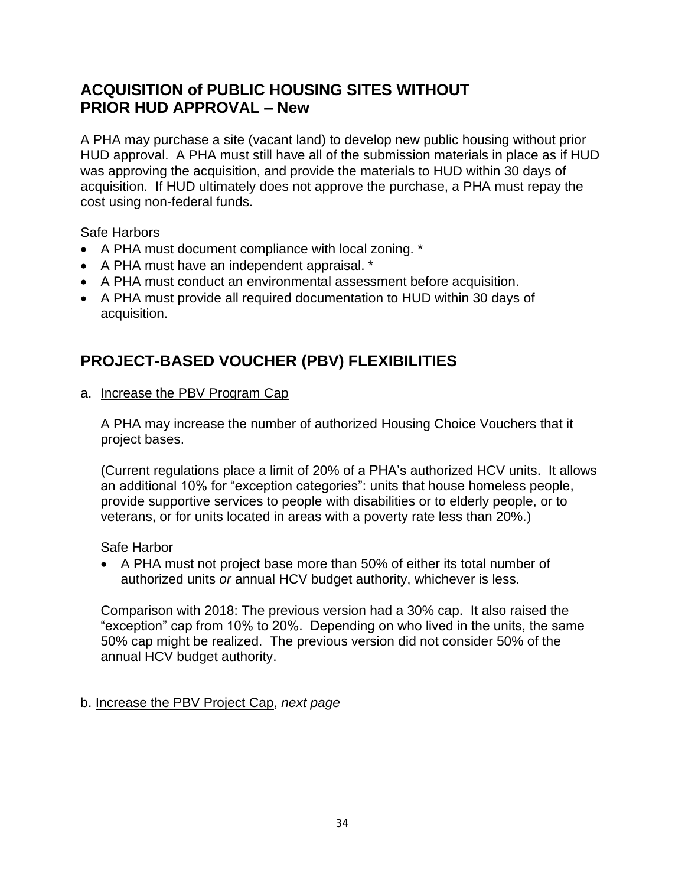## ACQUISITION of PUBLIC HOUSING SITES WITHOUT PRIOR HUD APPROVAL – New

A PHA may purchase a site (vacant land) to develop new public housing without prior HUD approval. A PHA must still have all of the submission materials in place as if HUD was approving the acquisition, and provide the materials to HUD within 30 days of acquisition. If HUD ultimately does not approve the purchase, a PHA must repay the cost using non-federal funds.

Safe Harbors

- A PHA must document compliance with local zoning. *
- A PHA must have an independent appraisal. *
- A PHA must conduct an environmental assessment before acquisition.
- A PHA must provide all required documentation to HUD within 30 days of acquisition.

## PROJECT-BASED VOUCHER (PBV) FLEXIBILITIES

a. Increase the PBV Program Cap

A PHA may increase the number of authorized Housing Choice Vouchers that it project bases.

(Current regulations place a limit of 20% of a PHA's authorized HCV units. It allows an additional 10% for "exception categories": units that house homeless people, provide supportive services to people with disabilities or to elderly people, or to veterans, or for units located in areas with a poverty rate less than 20%.)

Safe Harbor

- A PHA must not project base more than 50% of either its total number of authorized units *or* annual HCV budget authority, whichever is less.

Comparison with 2018: The previous version had a 30% cap. It also raised the "exception" cap from 10% to 20%. Depending on who lived in the units, the same 50% cap might be realized. The previous version did not consider 50% of the annual HCV budget authority.

b. Increase the PBV Project Cap, *next page*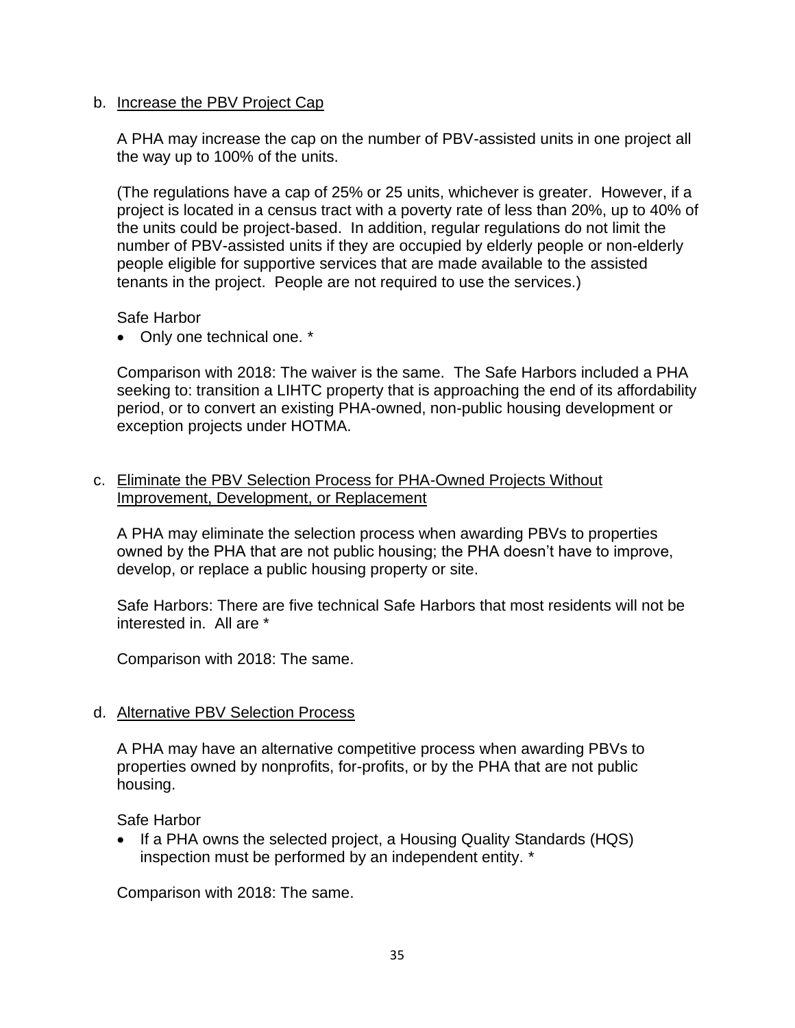b. Increase the PBV Project Cap

A PHA may increase the cap on the number of PBV-assisted units in one project all the way up to 100% of the units.

(The regulations have a cap of 25% or 25 units, whichever is greater. However, if a project is located in a census tract with a poverty rate of less than 20%, up to 40% of the units could be project-based. In addition, regular regulations do not limit the number of PBV-assisted units if they are occupied by elderly people or non-elderly people eligible for supportive services that are made available to the assisted tenants in the project. People are not required to use the services.)

Safe Harbor

- Only one technical one. *

Comparison with 2018: The waiver is the same. The Safe Harbors included a PHA seeking to: transition a LIHTC property that is approaching the end of its affordability period, or to convert an existing PHA-owned, non-public housing development or exception projects under HOTMA.

c. Eliminate the PBV Selection Process for PHA-Owned Projects Without Improvement, Development, or Replacement

A PHA may eliminate the selection process when awarding PBVs to properties owned by the PHA that are not public housing; the PHA doesn't have to improve, develop, or replace a public housing property or site.

Safe Harbors: There are five technical Safe Harbors that most residents will not be interested in. All are *

Comparison with 2018: The same.

d. Alternative PBV Selection Process

A PHA may have an alternative competitive process when awarding PBVs to properties owned by nonprofits, for-profits, or by the PHA that are not public housing.

Safe Harbor

- If a PHA owns the selected project, a Housing Quality Standards (HQS) inspection must be performed by an independent entity. *

Comparison with 2018: The same.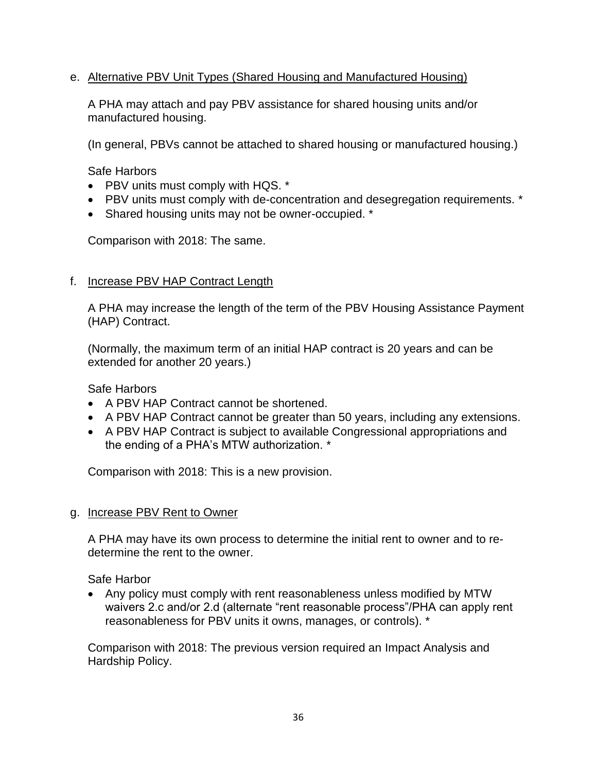e. Alternative PBV Unit Types (Shared Housing and Manufactured Housing)

A PHA may attach and pay PBV assistance for shared housing units and/or manufactured housing.

(In general, PBVs cannot be attached to shared housing or manufactured housing.)

Safe Harbors

- PBV units must comply with HQS. *
- PBV units must comply with de-concentration and desegregation requirements. *
- Shared housing units may not be owner-occupied. *

Comparison with 2018: The same.

f. Increase PBV HAP Contract Length

A PHA may increase the length of the term of the PBV Housing Assistance Payment (HAP) Contract.

(Normally, the maximum term of an initial HAP contract is 20 years and can be extended for another 20 years.)

Safe Harbors

- A PBV HAP Contract cannot be shortened.
- A PBV HAP Contract cannot be greater than 50 years, including any extensions.
- A PBV HAP Contract is subject to available Congressional appropriations and the ending of a PHA's MTW authorization. *

Comparison with 2018: This is a new provision.

g. Increase PBV Rent to Owner

A PHA may have its own process to determine the initial rent to owner and to re-determine the rent to the owner.

Safe Harbor

- Any policy must comply with rent reasonableness unless modified by MTW waivers 2.c and/or 2.d (alternate "rent reasonable process"/PHA can apply rent reasonableness for PBV units it owns, manages, or controls). *

Comparison with 2018: The previous version required an Impact Analysis and Hardship Policy.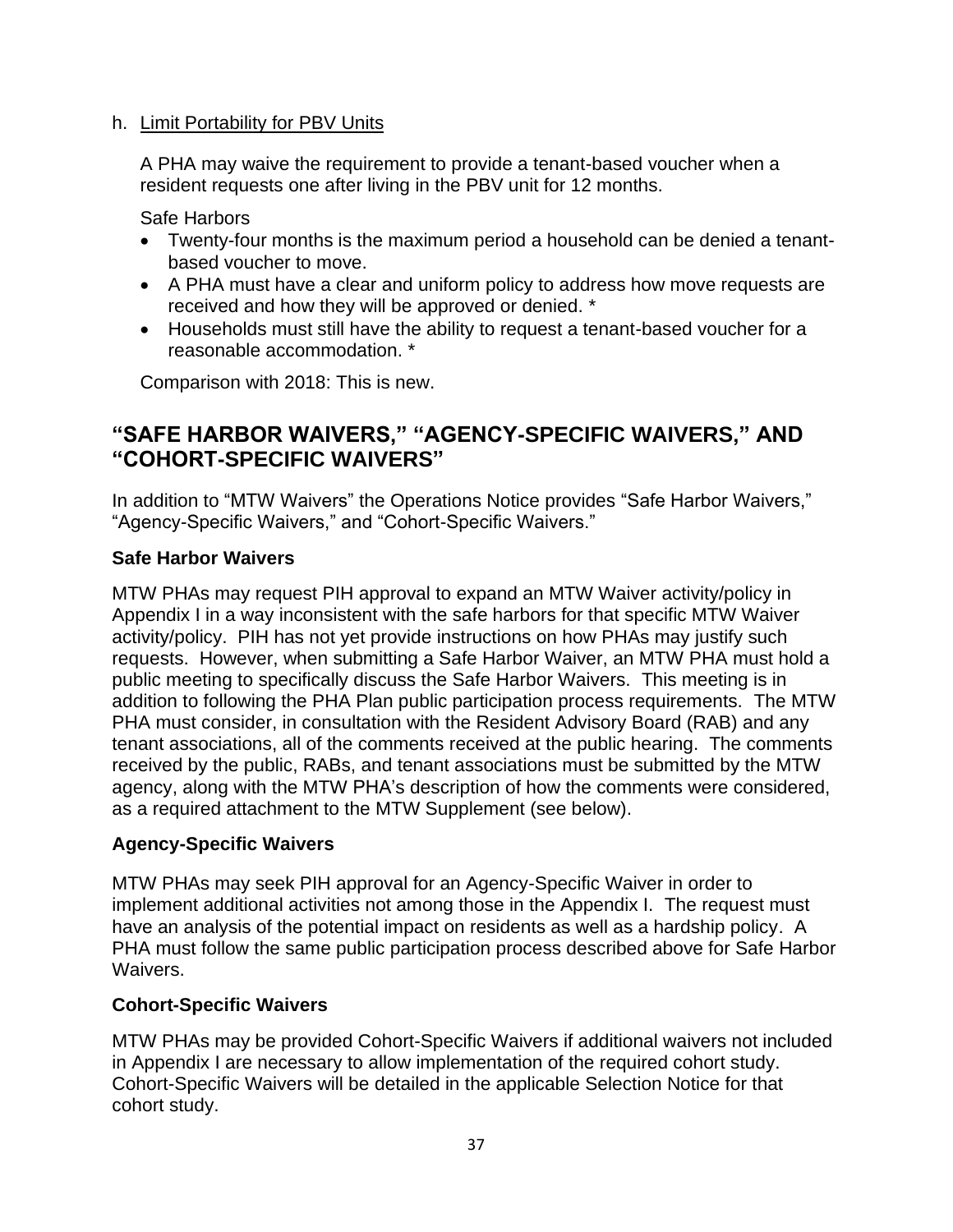h. Limit Portability for PBV Units

A PHA may waive the requirement to provide a tenant-based voucher when a resident requests one after living in the PBV unit for 12 months.

Safe Harbors

- Twenty-four months is the maximum period a household can be denied a tenant-based voucher to move.
- A PHA must have a clear and uniform policy to address how move requests are received and how they will be approved or denied. *
- Households must still have the ability to request a tenant-based voucher for a reasonable accommodation. *

Comparison with 2018: This is new.

## "SAFE HARBOR WAIVERS," "AGENCY-SPECIFIC WAIVERS," AND "COHORT-SPECIFIC WAIVERS"

In addition to "MTW Waivers" the Operations Notice provides "Safe Harbor Waivers," "Agency-Specific Waivers," and "Cohort-Specific Waivers."

### Safe Harbor Waivers

MTW PHAs may request PIH approval to expand an MTW Waiver activity/policy in Appendix I in a way inconsistent with the safe harbors for that specific MTW Waiver activity/policy. PIH has not yet provide instructions on how PHAs may justify such requests. However, when submitting a Safe Harbor Waiver, an MTW PHA must hold a public meeting to specifically discuss the Safe Harbor Waivers. This meeting is in addition to following the PHA Plan public participation process requirements. The MTW PHA must consider, in consultation with the Resident Advisory Board (RAB) and any tenant associations, all of the comments received at the public hearing. The comments received by the public, RABs, and tenant associations must be submitted by the MTW agency, along with the MTW PHA's description of how the comments were considered, as a required attachment to the MTW Supplement (see below).

### Agency-Specific Waivers

MTW PHAs may seek PIH approval for an Agency-Specific Waiver in order to implement additional activities not among those in the Appendix I. The request must have an analysis of the potential impact on residents as well as a hardship policy. A PHA must follow the same public participation process described above for Safe Harbor Waivers.

### Cohort-Specific Waivers

MTW PHAs may be provided Cohort-Specific Waivers if additional waivers not included in Appendix I are necessary to allow implementation of the required cohort study. Cohort-Specific Waivers will be detailed in the applicable Selection Notice for that cohort study.